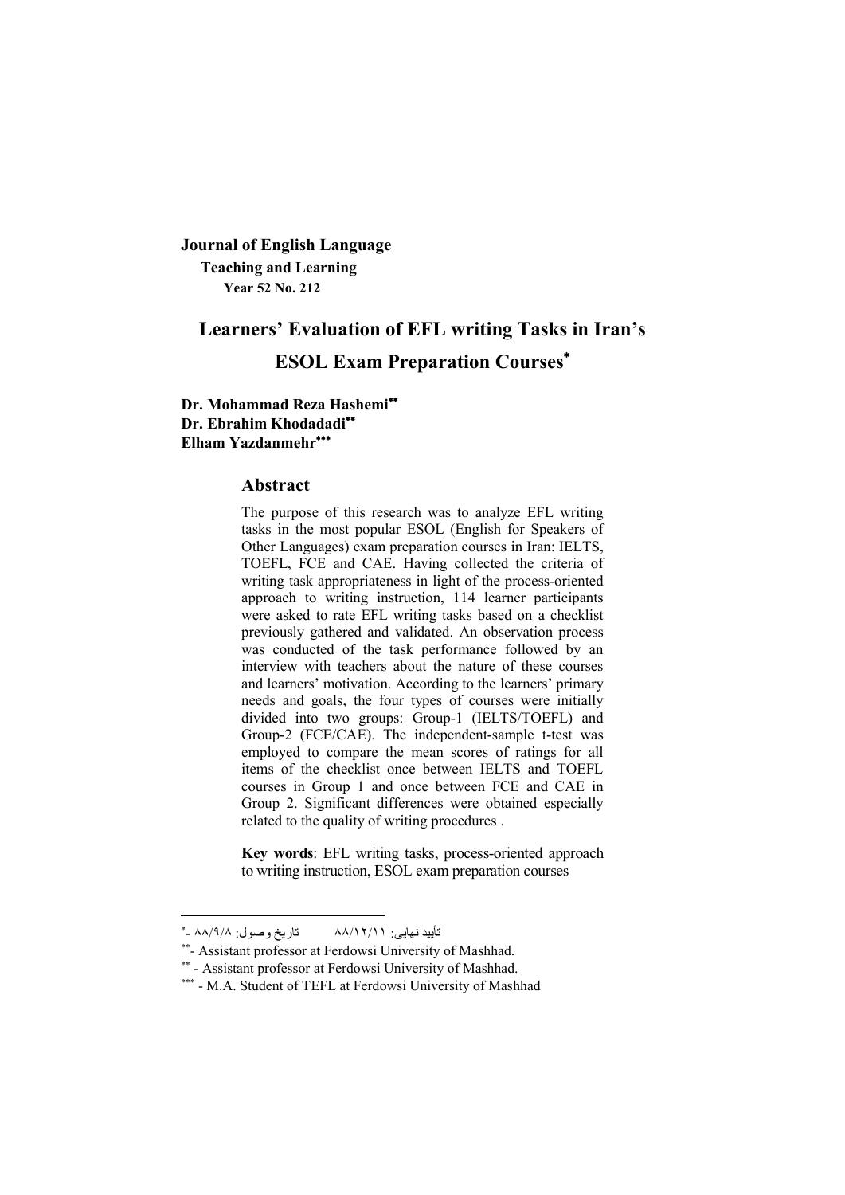**Journal of English Language**
**Teaching and Learning**
**Year 52 No. 212**

# Learners' Evaluation of EFL writing Tasks in Iran's ESOL Exam Preparation Courses*

**Dr. Mohammad Reza Hashemi****
**Dr. Ebrahim Khodadadi****
**Elham Yazdanmehr*****

## Abstract

The purpose of this research was to analyze EFL writing tasks in the most popular ESOL (English for Speakers of Other Languages) exam preparation courses in Iran: IELTS, TOEFL, FCE and CAE. Having collected the criteria of writing task appropriateness in light of the process-oriented approach to writing instruction, 114 learner participants were asked to rate EFL writing tasks based on a checklist previously gathered and validated. An observation process was conducted of the task performance followed by an interview with teachers about the nature of these courses and learners' motivation. According to the learners' primary needs and goals, the four types of courses were initially divided into two groups: Group-1 (IELTS/TOEFL) and Group-2 (FCE/CAE). The independent-sample t-test was employed to compare the mean scores of ratings for all items of the checklist once between IELTS and TOEFL courses in Group 1 and once between FCE and CAE in Group 2. Significant differences were obtained especially related to the quality of writing procedures .

**Key words**: EFL writing tasks, process-oriented approach to writing instruction, ESOL exam preparation courses

---

*- تاریخ وصول: ۸۸/۹/۸ تأیید نهایی: ۸۸/۱۲/۱۱

**- Assistant professor at Ferdowsi University of Mashhad.

** - Assistant professor at Ferdowsi University of Mashhad.

*** - M.A. Student of TEFL at Ferdowsi University of Mashhad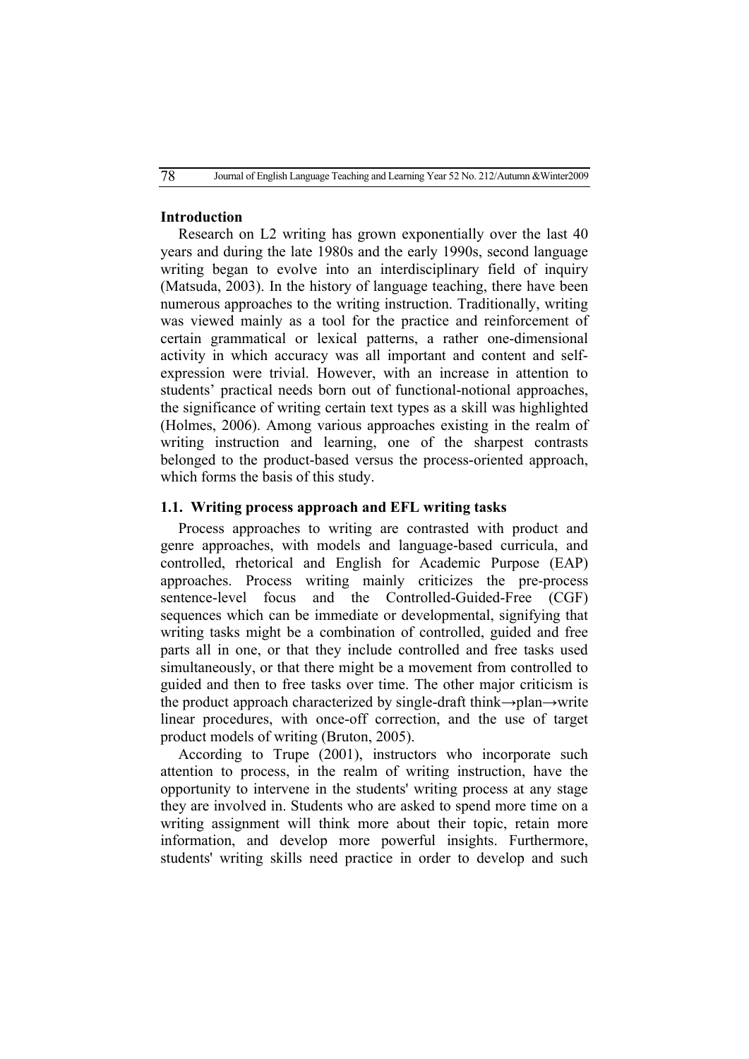## Introduction

Research on L2 writing has grown exponentially over the last 40 years and during the late 1980s and the early 1990s, second language writing began to evolve into an interdisciplinary field of inquiry (Matsuda, 2003). In the history of language teaching, there have been numerous approaches to the writing instruction. Traditionally, writing was viewed mainly as a tool for the practice and reinforcement of certain grammatical or lexical patterns, a rather one-dimensional activity in which accuracy was all important and content and self-expression were trivial. However, with an increase in attention to students' practical needs born out of functional-notional approaches, the significance of writing certain text types as a skill was highlighted (Holmes, 2006). Among various approaches existing in the realm of writing instruction and learning, one of the sharpest contrasts belonged to the product-based versus the process-oriented approach, which forms the basis of this study.

### 1.1. Writing process approach and EFL writing tasks

Process approaches to writing are contrasted with product and genre approaches, with models and language-based curricula, and controlled, rhetorical and English for Academic Purpose (EAP) approaches. Process writing mainly criticizes the pre-process sentence-level focus and the Controlled-Guided-Free (CGF) sequences which can be immediate or developmental, signifying that writing tasks might be a combination of controlled, guided and free parts all in one, or that they include controlled and free tasks used simultaneously, or that there might be a movement from controlled to guided and then to free tasks over time. The other major criticism is the product approach characterized by single-draft think→plan→write linear procedures, with once-off correction, and the use of target product models of writing (Bruton, 2005).

According to Trupe (2001), instructors who incorporate such attention to process, in the realm of writing instruction, have the opportunity to intervene in the students' writing process at any stage they are involved in. Students who are asked to spend more time on a writing assignment will think more about their topic, retain more information, and develop more powerful insights. Furthermore, students' writing skills need practice in order to develop and such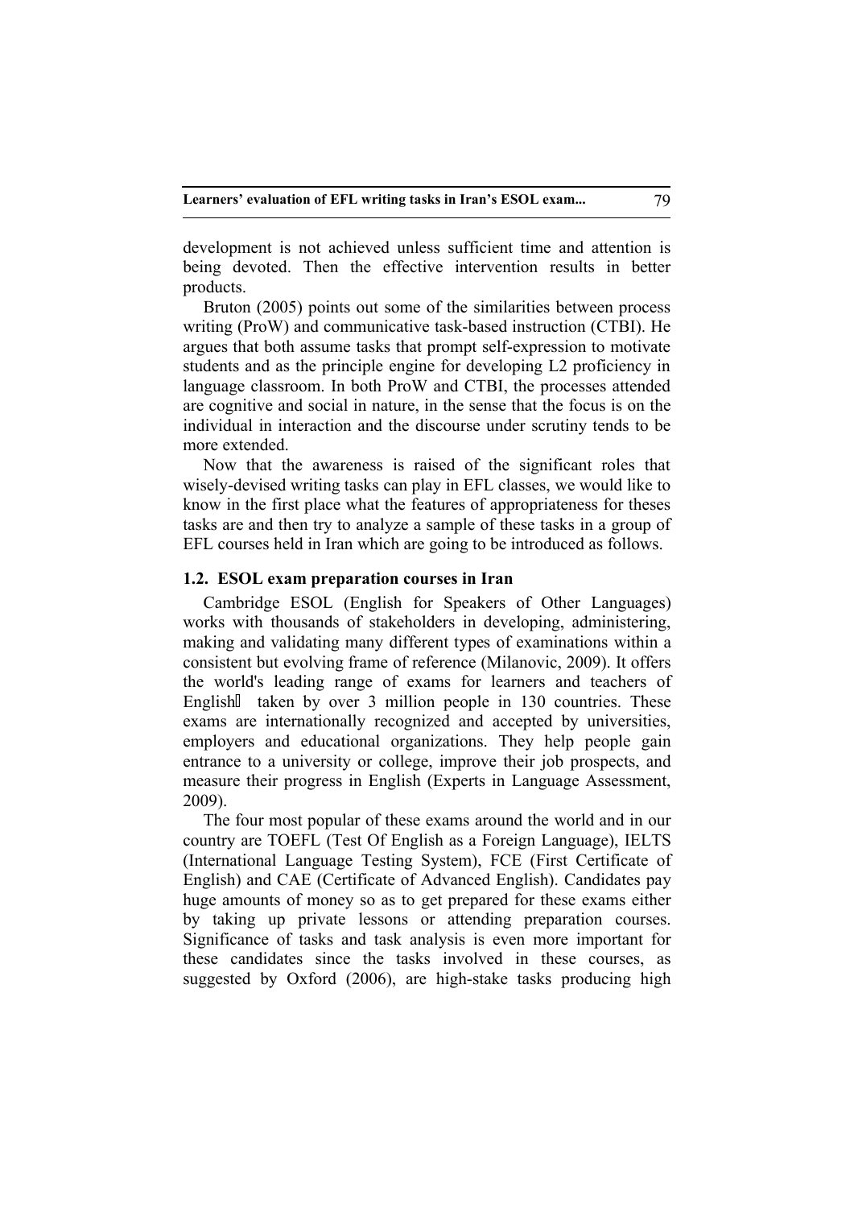development is not achieved unless sufficient time and attention is being devoted. Then the effective intervention results in better products.

Bruton (2005) points out some of the similarities between process writing (ProW) and communicative task-based instruction (CTBI). He argues that both assume tasks that prompt self-expression to motivate students and as the principle engine for developing L2 proficiency in language classroom. In both ProW and CTBI, the processes attended are cognitive and social in nature, in the sense that the focus is on the individual in interaction and the discourse under scrutiny tends to be more extended.

Now that the awareness is raised of the significant roles that wisely-devised writing tasks can play in EFL classes, we would like to know in the first place what the features of appropriateness for theses tasks are and then try to analyze a sample of these tasks in a group of EFL courses held in Iran which are going to be introduced as follows.

### 1.2. ESOL exam preparation courses in Iran

Cambridge ESOL (English for Speakers of Other Languages) works with thousands of stakeholders in developing, administering, making and validating many different types of examinations within a consistent but evolving frame of reference (Milanovic, 2009). It offers the world's leading range of exams for learners and teachers of English taken by over 3 million people in 130 countries. These exams are internationally recognized and accepted by universities, employers and educational organizations. They help people gain entrance to a university or college, improve their job prospects, and measure their progress in English (Experts in Language Assessment, 2009).

The four most popular of these exams around the world and in our country are TOEFL (Test Of English as a Foreign Language), IELTS (International Language Testing System), FCE (First Certificate of English) and CAE (Certificate of Advanced English). Candidates pay huge amounts of money so as to get prepared for these exams either by taking up private lessons or attending preparation courses. Significance of tasks and task analysis is even more important for these candidates since the tasks involved in these courses, as suggested by Oxford (2006), are high-stake tasks producing high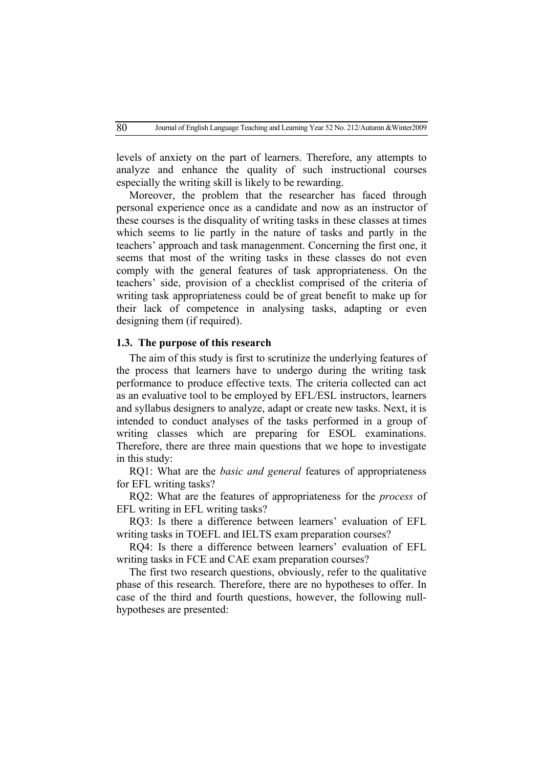levels of anxiety on the part of learners. Therefore, any attempts to analyze and enhance the quality of such instructional courses especially the writing skill is likely to be rewarding.

Moreover, the problem that the researcher has faced through personal experience once as a candidate and now as an instructor of these courses is the disquality of writing tasks in these classes at times which seems to lie partly in the nature of tasks and partly in the teachers' approach and task manangenment. Concerning the first one, it seems that most of the writing tasks in these classes do not even comply with the general features of task appropriateness. On the teachers' side, provision of a checklist comprised of the criteria of writing task appropriateness could be of great benefit to make up for their lack of competence in analysing tasks, adapting or even designing them (if required).

### 1.3. The purpose of this research

The aim of this study is first to scrutinize the underlying features of the process that learners have to undergo during the writing task performance to produce effective texts. The criteria collected can act as an evaluative tool to be employed by EFL/ESL instructors, learners and syllabus designers to analyze, adapt or create new tasks. Next, it is intended to conduct analyses of the tasks performed in a group of writing classes which are preparing for ESOL examinations. Therefore, there are three main questions that we hope to investigate in this study:

RQ1: What are the *basic and general* features of appropriateness for EFL writing tasks?

RQ2: What are the features of appropriateness for the *process* of EFL writing in EFL writing tasks?

RQ3: Is there a difference between learners' evaluation of EFL writing tasks in TOEFL and IELTS exam preparation courses?

RQ4: Is there a difference between learners' evaluation of EFL writing tasks in FCE and CAE exam preparation courses?

The first two research questions, obviously, refer to the qualitative phase of this research. Therefore, there are no hypotheses to offer. In case of the third and fourth questions, however, the following null-hypotheses are presented: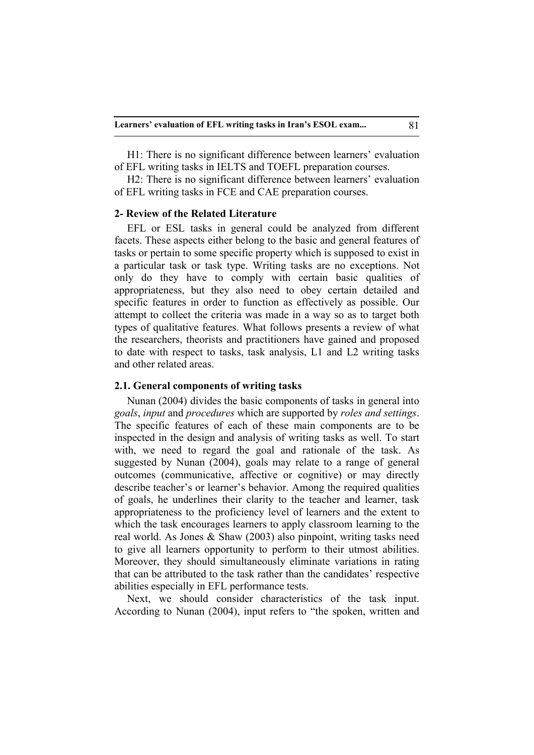H1: There is no significant difference between learners' evaluation of EFL writing tasks in IELTS and TOEFL preparation courses.

H2: There is no significant difference between learners' evaluation of EFL writing tasks in FCE and CAE preparation courses.

## 2- Review of the Related Literature

EFL or ESL tasks in general could be analyzed from different facets. These aspects either belong to the basic and general features of tasks or pertain to some specific property which is supposed to exist in a particular task or task type. Writing tasks are no exceptions. Not only do they have to comply with certain basic qualities of appropriateness, but they also need to obey certain detailed and specific features in order to function as effectively as possible. Our attempt to collect the criteria was made in a way so as to target both types of qualitative features. What follows presents a review of what the researchers, theorists and practitioners have gained and proposed to date with respect to tasks, task analysis, L1 and L2 writing tasks and other related areas.

### 2.1. General components of writing tasks

Nunan (2004) divides the basic components of tasks in general into *goals*, *input* and *procedures* which are supported by *roles and settings*. The specific features of each of these main components are to be inspected in the design and analysis of writing tasks as well. To start with, we need to regard the goal and rationale of the task. As suggested by Nunan (2004), goals may relate to a range of general outcomes (communicative, affective or cognitive) or may directly describe teacher's or learner's behavior. Among the required qualities of goals, he underlines their clarity to the teacher and learner, task appropriateness to the proficiency level of learners and the extent to which the task encourages learners to apply classroom learning to the real world. As Jones & Shaw (2003) also pinpoint, writing tasks need to give all learners opportunity to perform to their utmost abilities. Moreover, they should simultaneously eliminate variations in rating that can be attributed to the task rather than the candidates' respective abilities especially in EFL performance tests.

Next, we should consider characteristics of the task input. According to Nunan (2004), input refers to "the spoken, written and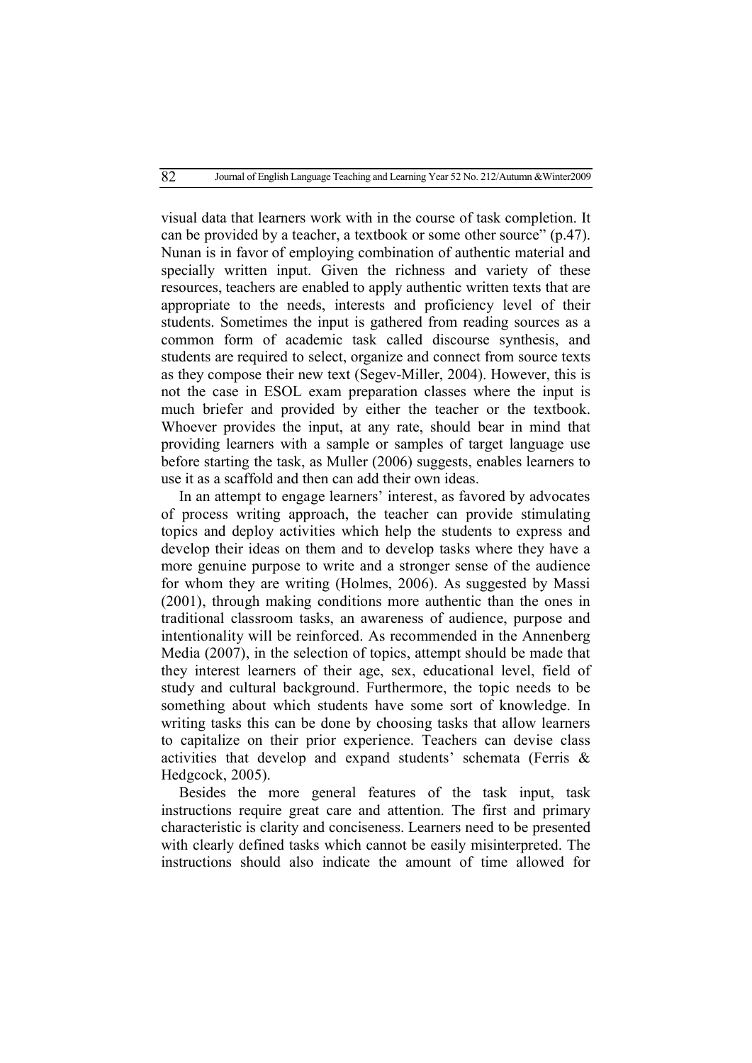visual data that learners work with in the course of task completion. It can be provided by a teacher, a textbook or some other source" (p.47). Nunan is in favor of employing combination of authentic material and specially written input. Given the richness and variety of these resources, teachers are enabled to apply authentic written texts that are appropriate to the needs, interests and proficiency level of their students. Sometimes the input is gathered from reading sources as a common form of academic task called discourse synthesis, and students are required to select, organize and connect from source texts as they compose their new text (Segev-Miller, 2004). However, this is not the case in ESOL exam preparation classes where the input is much briefer and provided by either the teacher or the textbook. Whoever provides the input, at any rate, should bear in mind that providing learners with a sample or samples of target language use before starting the task, as Muller (2006) suggests, enables learners to use it as a scaffold and then can add their own ideas.

In an attempt to engage learners' interest, as favored by advocates of process writing approach, the teacher can provide stimulating topics and deploy activities which help the students to express and develop their ideas on them and to develop tasks where they have a more genuine purpose to write and a stronger sense of the audience for whom they are writing (Holmes, 2006). As suggested by Massi (2001), through making conditions more authentic than the ones in traditional classroom tasks, an awareness of audience, purpose and intentionality will be reinforced. As recommended in the Annenberg Media (2007), in the selection of topics, attempt should be made that they interest learners of their age, sex, educational level, field of study and cultural background. Furthermore, the topic needs to be something about which students have some sort of knowledge. In writing tasks this can be done by choosing tasks that allow learners to capitalize on their prior experience. Teachers can devise class activities that develop and expand students' schemata (Ferris & Hedgcock, 2005).

Besides the more general features of the task input, task instructions require great care and attention. The first and primary characteristic is clarity and conciseness. Learners need to be presented with clearly defined tasks which cannot be easily misinterpreted. The instructions should also indicate the amount of time allowed for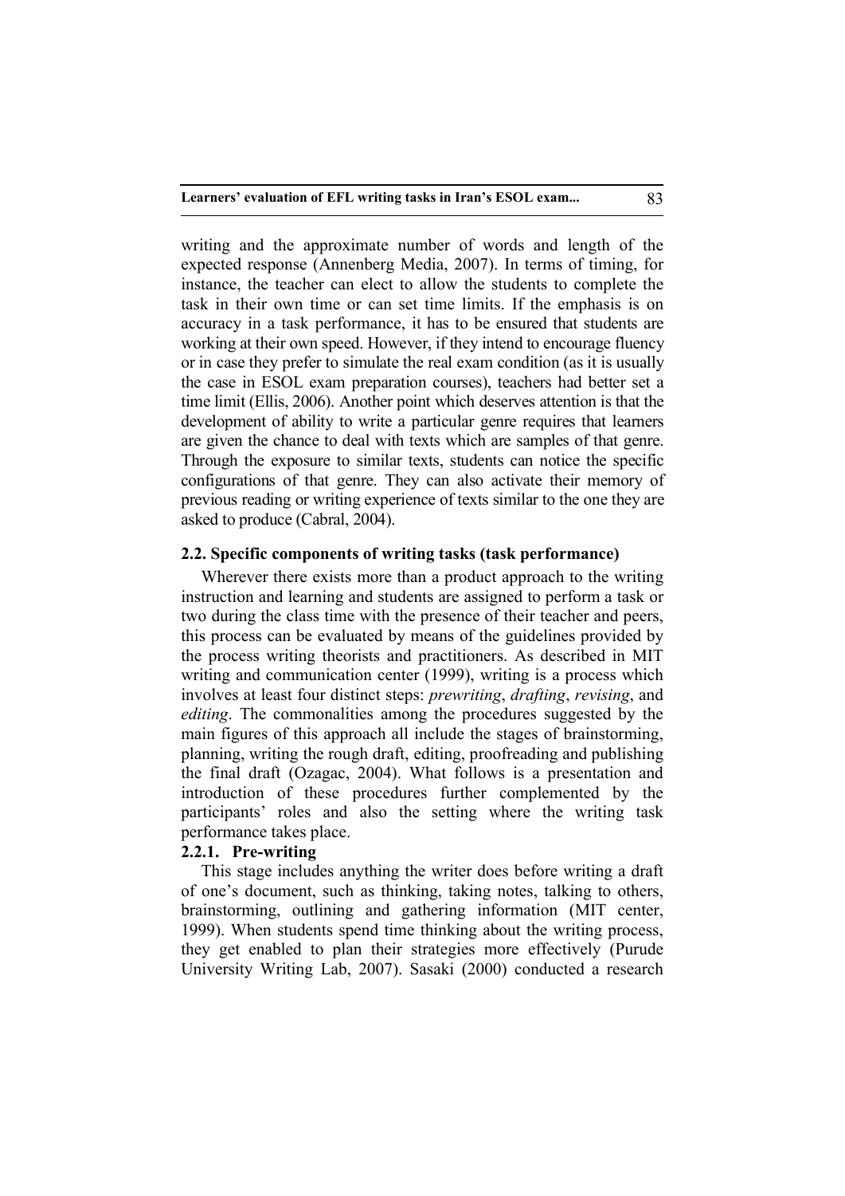writing and the approximate number of words and length of the expected response (Annenberg Media, 2007). In terms of timing, for instance, the teacher can elect to allow the students to complete the task in their own time or can set time limits. If the emphasis is on accuracy in a task performance, it has to be ensured that students are working at their own speed. However, if they intend to encourage fluency or in case they prefer to simulate the real exam condition (as it is usually the case in ESOL exam preparation courses), teachers had better set a time limit (Ellis, 2006). Another point which deserves attention is that the development of ability to write a particular genre requires that learners are given the chance to deal with texts which are samples of that genre. Through the exposure to similar texts, students can notice the specific configurations of that genre. They can also activate their memory of previous reading or writing experience of texts similar to the one they are asked to produce (Cabral, 2004).

### 2.2. Specific components of writing tasks (task performance)

Wherever there exists more than a product approach to the writing instruction and learning and students are assigned to perform a task or two during the class time with the presence of their teacher and peers, this process can be evaluated by means of the guidelines provided by the process writing theorists and practitioners. As described in MIT writing and communication center (1999), writing is a process which involves at least four distinct steps: *prewriting*, *drafting*, *revising*, and *editing*. The commonalities among the procedures suggested by the main figures of this approach all include the stages of brainstorming, planning, writing the rough draft, editing, proofreading and publishing the final draft (Ozagac, 2004). What follows is a presentation and introduction of these procedures further complemented by the participants' roles and also the setting where the writing task performance takes place.

#### 2.2.1. Pre-writing

This stage includes anything the writer does before writing a draft of one's document, such as thinking, taking notes, talking to others, brainstorming, outlining and gathering information (MIT center, 1999). When students spend time thinking about the writing process, they get enabled to plan their strategies more effectively (Purude University Writing Lab, 2007). Sasaki (2000) conducted a research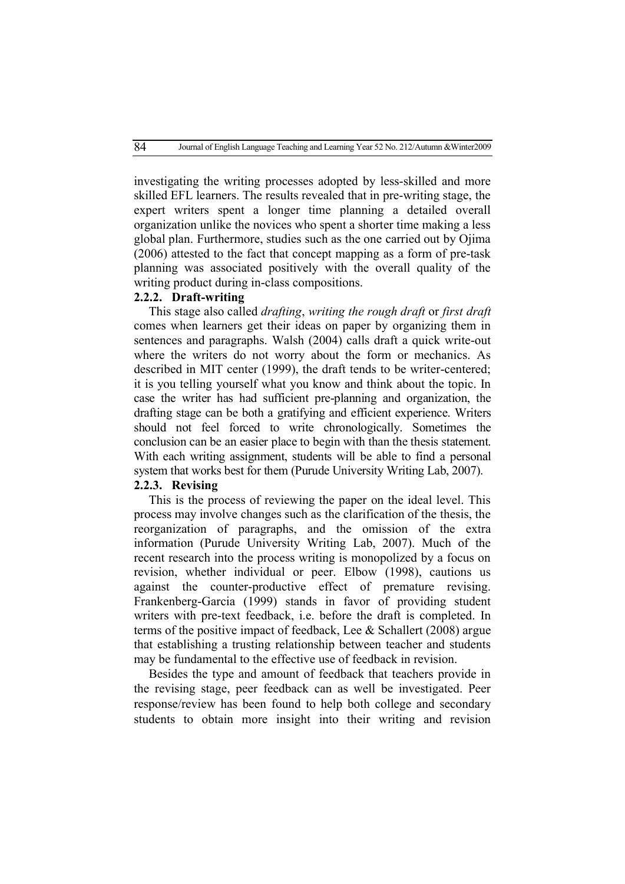investigating the writing processes adopted by less-skilled and more skilled EFL learners. The results revealed that in pre-writing stage, the expert writers spent a longer time planning a detailed overall organization unlike the novices who spent a shorter time making a less global plan. Furthermore, studies such as the one carried out by Ojima (2006) attested to the fact that concept mapping as a form of pre-task planning was associated positively with the overall quality of the writing product during in-class compositions.

### 2.2.2. Draft-writing

This stage also called *drafting*, *writing the rough draft* or *first draft* comes when learners get their ideas on paper by organizing them in sentences and paragraphs. Walsh (2004) calls draft a quick write-out where the writers do not worry about the form or mechanics. As described in MIT center (1999), the draft tends to be writer-centered; it is you telling yourself what you know and think about the topic. In case the writer has had sufficient pre-planning and organization, the drafting stage can be both a gratifying and efficient experience. Writers should not feel forced to write chronologically. Sometimes the conclusion can be an easier place to begin with than the thesis statement. With each writing assignment, students will be able to find a personal system that works best for them (Purude University Writing Lab, 2007).

### 2.2.3. Revising

This is the process of reviewing the paper on the ideal level. This process may involve changes such as the clarification of the thesis, the reorganization of paragraphs, and the omission of the extra information (Purude University Writing Lab, 2007). Much of the recent research into the process writing is monopolized by a focus on revision, whether individual or peer. Elbow (1998), cautions us against the counter-productive effect of premature revising. Frankenberg-Garcia (1999) stands in favor of providing student writers with pre-text feedback, i.e. before the draft is completed. In terms of the positive impact of feedback, Lee & Schallert (2008) argue that establishing a trusting relationship between teacher and students may be fundamental to the effective use of feedback in revision.

Besides the type and amount of feedback that teachers provide in the revising stage, peer feedback can as well be investigated. Peer response/review has been found to help both college and secondary students to obtain more insight into their writing and revision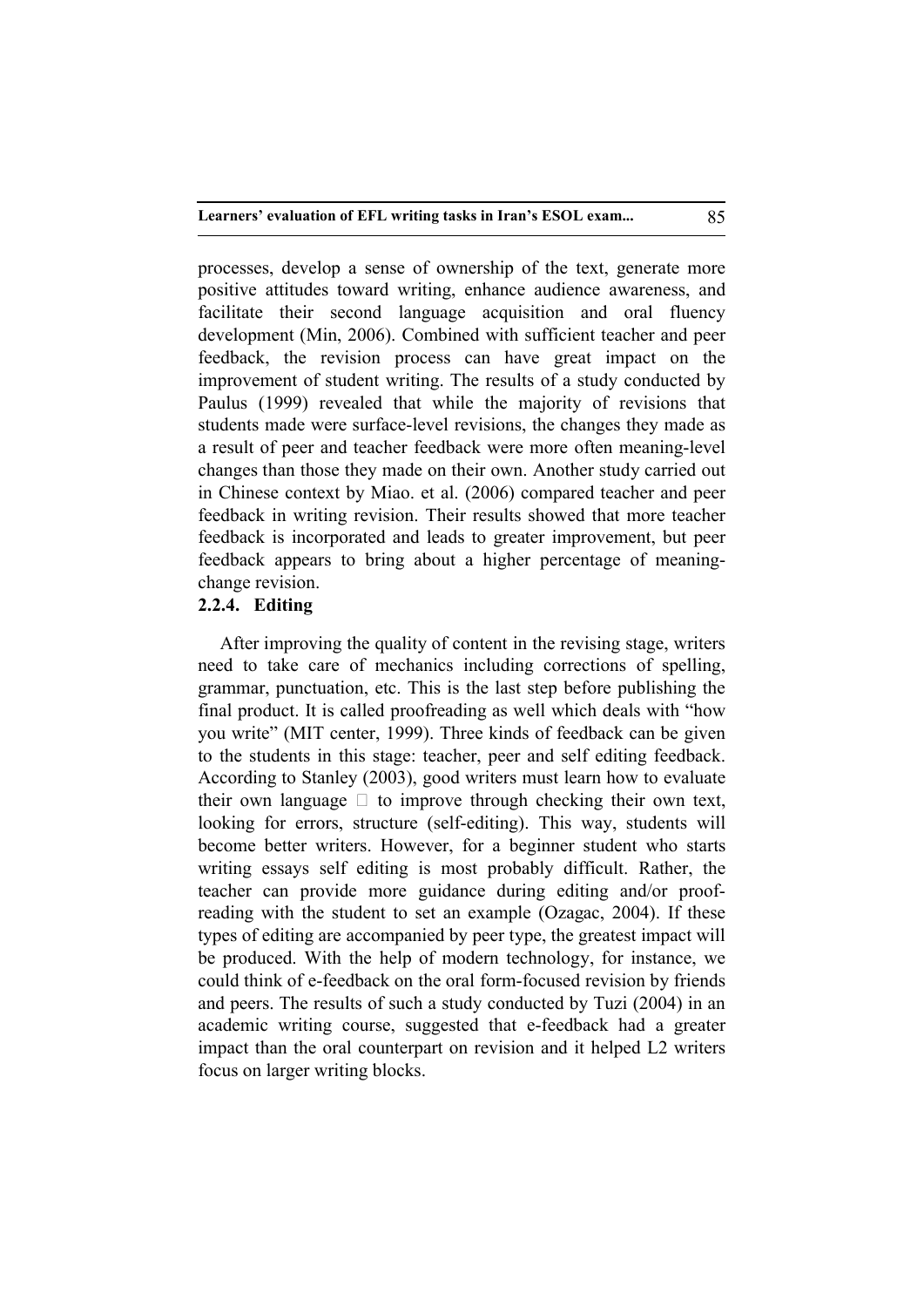processes, develop a sense of ownership of the text, generate more positive attitudes toward writing, enhance audience awareness, and facilitate their second language acquisition and oral fluency development (Min, 2006). Combined with sufficient teacher and peer feedback, the revision process can have great impact on the improvement of student writing. The results of a study conducted by Paulus (1999) revealed that while the majority of revisions that students made were surface-level revisions, the changes they made as a result of peer and teacher feedback were more often meaning-level changes than those they made on their own. Another study carried out in Chinese context by Miao. et al. (2006) compared teacher and peer feedback in writing revision. Their results showed that more teacher feedback is incorporated and leads to greater improvement, but peer feedback appears to bring about a higher percentage of meaning-change revision.

### 2.2.4. Editing

After improving the quality of content in the revising stage, writers need to take care of mechanics including corrections of spelling, grammar, punctuation, etc. This is the last step before publishing the final product. It is called proofreading as well which deals with "how you write" (MIT center, 1999). Three kinds of feedback can be given to the students in this stage: teacher, peer and self editing feedback. According to Stanley (2003), good writers must learn how to evaluate their own language  to improve through checking their own text, looking for errors, structure (self-editing). This way, students will become better writers. However, for a beginner student who starts writing essays self editing is most probably difficult. Rather, the teacher can provide more guidance during editing and/or proof-reading with the student to set an example (Ozagac, 2004). If these types of editing are accompanied by peer type, the greatest impact will be produced. With the help of modern technology, for instance, we could think of e-feedback on the oral form-focused revision by friends and peers. The results of such a study conducted by Tuzi (2004) in an academic writing course, suggested that e-feedback had a greater impact than the oral counterpart on revision and it helped L2 writers focus on larger writing blocks.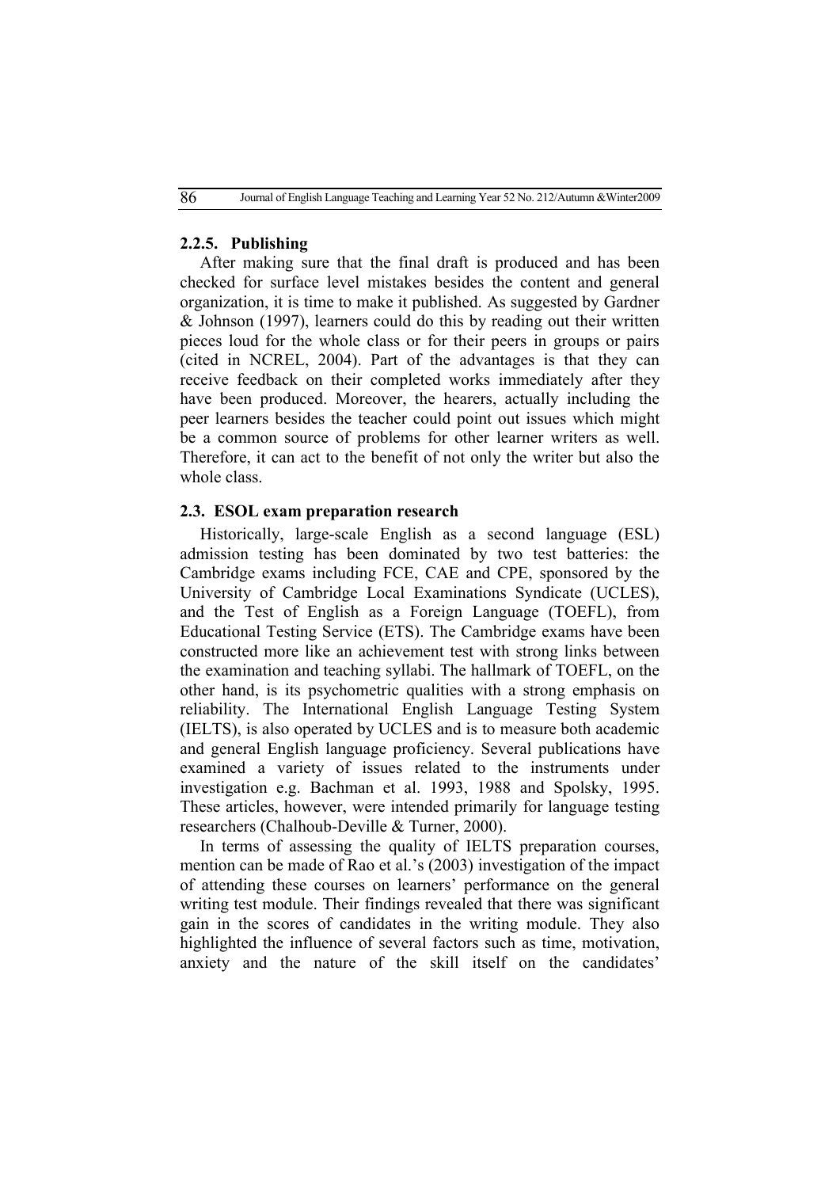#### 2.2.5. Publishing

After making sure that the final draft is produced and has been checked for surface level mistakes besides the content and general organization, it is time to make it published. As suggested by Gardner & Johnson (1997), learners could do this by reading out their written pieces loud for the whole class or for their peers in groups or pairs (cited in NCREL, 2004). Part of the advantages is that they can receive feedback on their completed works immediately after they have been produced. Moreover, the hearers, actually including the peer learners besides the teacher could point out issues which might be a common source of problems for other learner writers as well. Therefore, it can act to the benefit of not only the writer but also the whole class.

### 2.3. ESOL exam preparation research

Historically, large-scale English as a second language (ESL) admission testing has been dominated by two test batteries: the Cambridge exams including FCE, CAE and CPE, sponsored by the University of Cambridge Local Examinations Syndicate (UCLES), and the Test of English as a Foreign Language (TOEFL), from Educational Testing Service (ETS). The Cambridge exams have been constructed more like an achievement test with strong links between the examination and teaching syllabi. The hallmark of TOEFL, on the other hand, is its psychometric qualities with a strong emphasis on reliability. The International English Language Testing System (IELTS), is also operated by UCLES and is to measure both academic and general English language proficiency. Several publications have examined a variety of issues related to the instruments under investigation e.g. Bachman et al. 1993, 1988 and Spolsky, 1995. These articles, however, were intended primarily for language testing researchers (Chalhoub-Deville & Turner, 2000).

In terms of assessing the quality of IELTS preparation courses, mention can be made of Rao et al.'s (2003) investigation of the impact of attending these courses on learners' performance on the general writing test module. Their findings revealed that there was significant gain in the scores of candidates in the writing module. They also highlighted the influence of several factors such as time, motivation, anxiety and the nature of the skill itself on the candidates'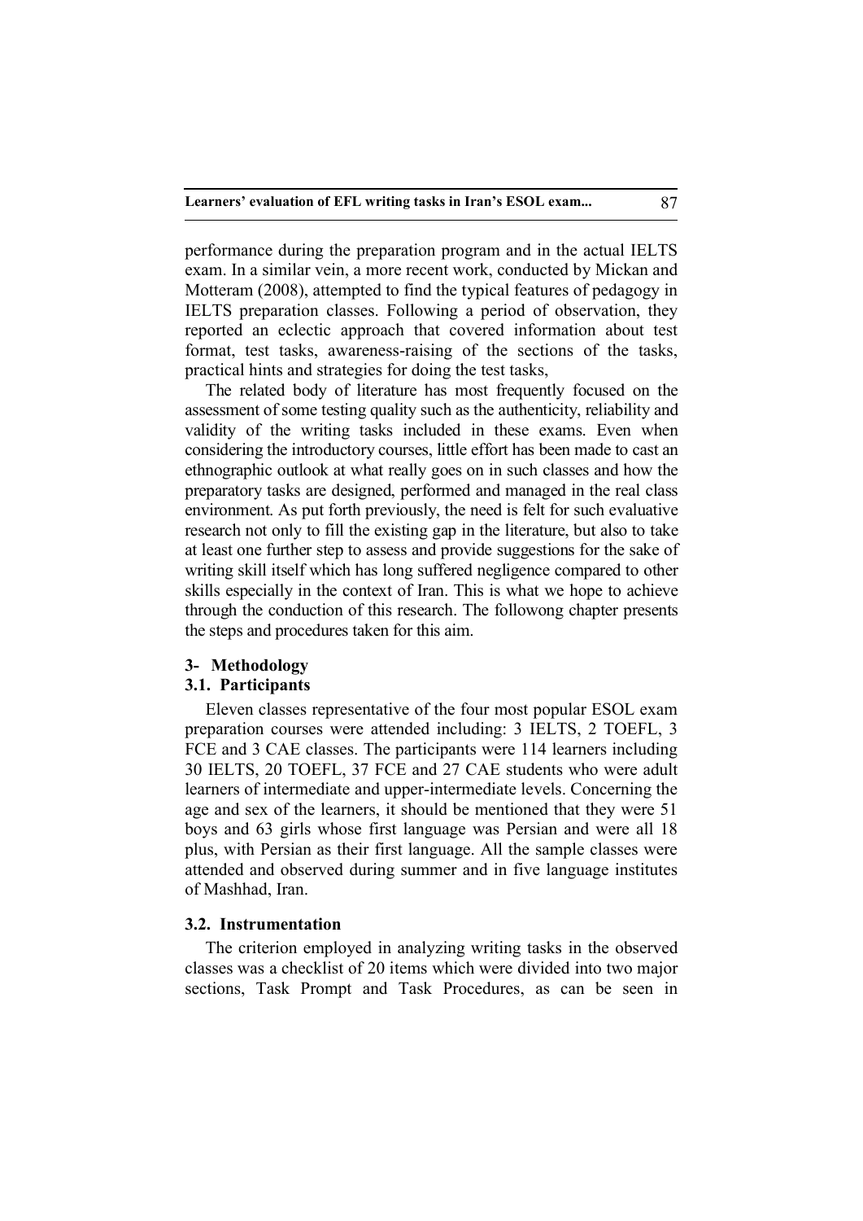performance during the preparation program and in the actual IELTS exam. In a similar vein, a more recent work, conducted by Mickan and Motteram (2008), attempted to find the typical features of pedagogy in IELTS preparation classes. Following a period of observation, they reported an eclectic approach that covered information about test format, test tasks, awareness-raising of the sections of the tasks, practical hints and strategies for doing the test tasks,

The related body of literature has most frequently focused on the assessment of some testing quality such as the authenticity, reliability and validity of the writing tasks included in these exams. Even when considering the introductory courses, little effort has been made to cast an ethnographic outlook at what really goes on in such classes and how the preparatory tasks are designed, performed and managed in the real class environment. As put forth previously, the need is felt for such evaluative research not only to fill the existing gap in the literature, but also to take at least one further step to assess and provide suggestions for the sake of writing skill itself which has long suffered negligence compared to other skills especially in the context of Iran. This is what we hope to achieve through the conduction of this research. The followong chapter presents the steps and procedures taken for this aim.

## 3- Methodology

### 3.1. Participants

Eleven classes representative of the four most popular ESOL exam preparation courses were attended including: 3 IELTS, 2 TOEFL, 3 FCE and 3 CAE classes. The participants were 114 learners including 30 IELTS, 20 TOEFL, 37 FCE and 27 CAE students who were adult learners of intermediate and upper-intermediate levels. Concerning the age and sex of the learners, it should be mentioned that they were 51 boys and 63 girls whose first language was Persian and were all 18 plus, with Persian as their first language. All the sample classes were attended and observed during summer and in five language institutes of Mashhad, Iran.

### 3.2. Instrumentation

The criterion employed in analyzing writing tasks in the observed classes was a checklist of 20 items which were divided into two major sections, Task Prompt and Task Procedures, as can be seen in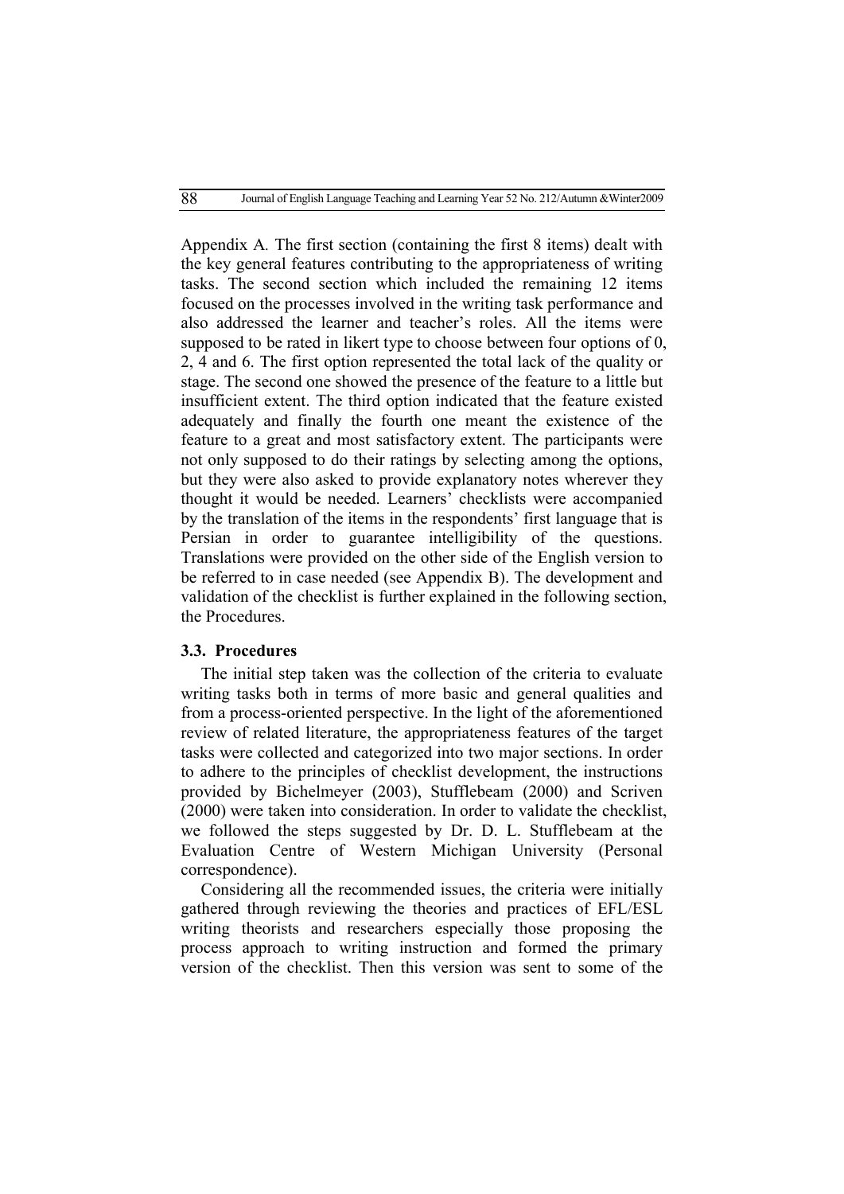Appendix A. The first section (containing the first 8 items) dealt with the key general features contributing to the appropriateness of writing tasks. The second section which included the remaining 12 items focused on the processes involved in the writing task performance and also addressed the learner and teacher's roles. All the items were supposed to be rated in likert type to choose between four options of 0, 2, 4 and 6. The first option represented the total lack of the quality or stage. The second one showed the presence of the feature to a little but insufficient extent. The third option indicated that the feature existed adequately and finally the fourth one meant the existence of the feature to a great and most satisfactory extent. The participants were not only supposed to do their ratings by selecting among the options, but they were also asked to provide explanatory notes wherever they thought it would be needed. Learners' checklists were accompanied by the translation of the items in the respondents' first language that is Persian in order to guarantee intelligibility of the questions. Translations were provided on the other side of the English version to be referred to in case needed (see Appendix B). The development and validation of the checklist is further explained in the following section, the Procedures.

### 3.3. Procedures

The initial step taken was the collection of the criteria to evaluate writing tasks both in terms of more basic and general qualities and from a process-oriented perspective. In the light of the aforementioned review of related literature, the appropriateness features of the target tasks were collected and categorized into two major sections. In order to adhere to the principles of checklist development, the instructions provided by Bichelmeyer (2003), Stufflebeam (2000) and Scriven (2000) were taken into consideration. In order to validate the checklist, we followed the steps suggested by Dr. D. L. Stufflebeam at the Evaluation Centre of Western Michigan University (Personal correspondence).

Considering all the recommended issues, the criteria were initially gathered through reviewing the theories and practices of EFL/ESL writing theorists and researchers especially those proposing the process approach to writing instruction and formed the primary version of the checklist. Then this version was sent to some of the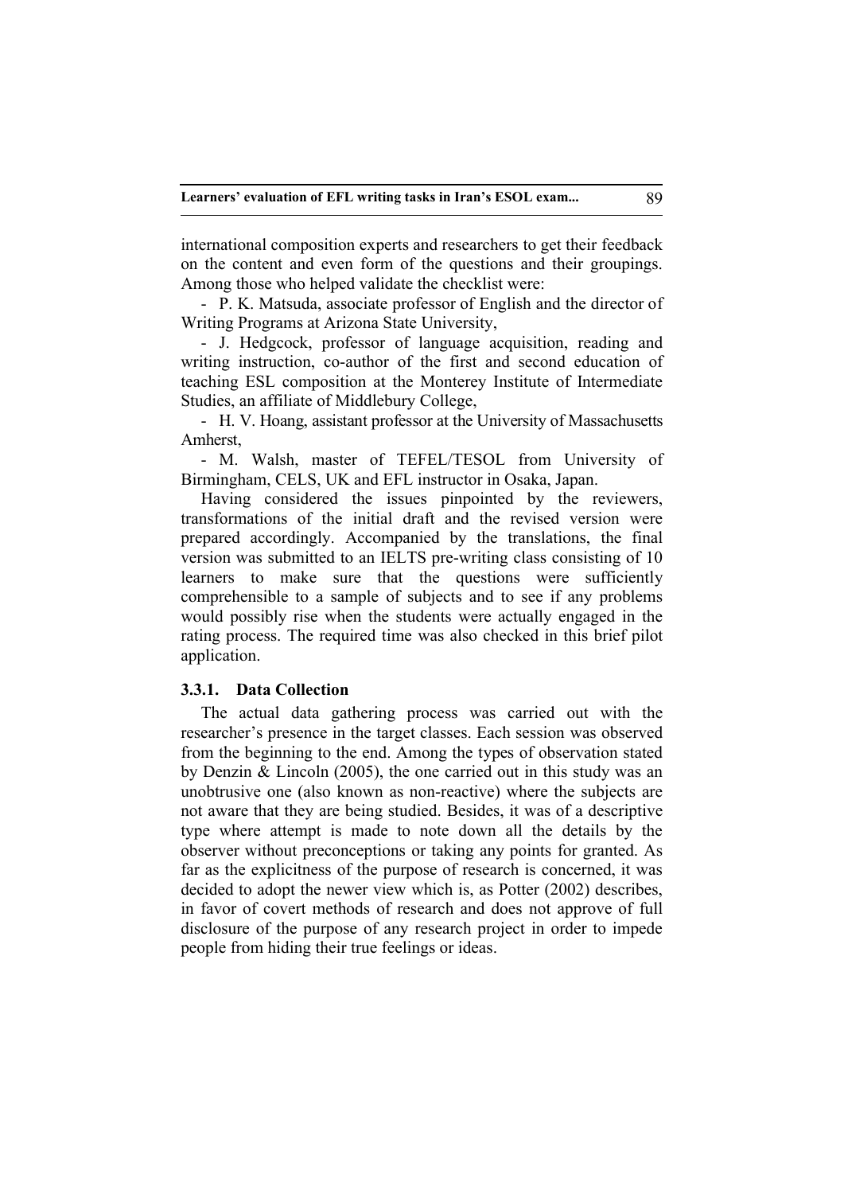international composition experts and researchers to get their feedback on the content and even form of the questions and their groupings. Among those who helped validate the checklist were:

- P. K. Matsuda, associate professor of English and the director of Writing Programs at Arizona State University,
- J. Hedgcock, professor of language acquisition, reading and writing instruction, co-author of the first and second education of teaching ESL composition at the Monterey Institute of Intermediate Studies, an affiliate of Middlebury College,
- H. V. Hoang, assistant professor at the University of Massachusetts Amherst,
- M. Walsh, master of TEFEL/TESOL from University of Birmingham, CELS, UK and EFL instructor in Osaka, Japan.

Having considered the issues pinpointed by the reviewers, transformations of the initial draft and the revised version were prepared accordingly. Accompanied by the translations, the final version was submitted to an IELTS pre-writing class consisting of 10 learners to make sure that the questions were sufficiently comprehensible to a sample of subjects and to see if any problems would possibly rise when the students were actually engaged in the rating process. The required time was also checked in this brief pilot application.

#### 3.3.1. Data Collection

The actual data gathering process was carried out with the researcher's presence in the target classes. Each session was observed from the beginning to the end. Among the types of observation stated by Denzin & Lincoln (2005), the one carried out in this study was an unobtrusive one (also known as non-reactive) where the subjects are not aware that they are being studied. Besides, it was of a descriptive type where attempt is made to note down all the details by the observer without preconceptions or taking any points for granted. As far as the explicitness of the purpose of research is concerned, it was decided to adopt the newer view which is, as Potter (2002) describes, in favor of covert methods of research and does not approve of full disclosure of the purpose of any research project in order to impede people from hiding their true feelings or ideas.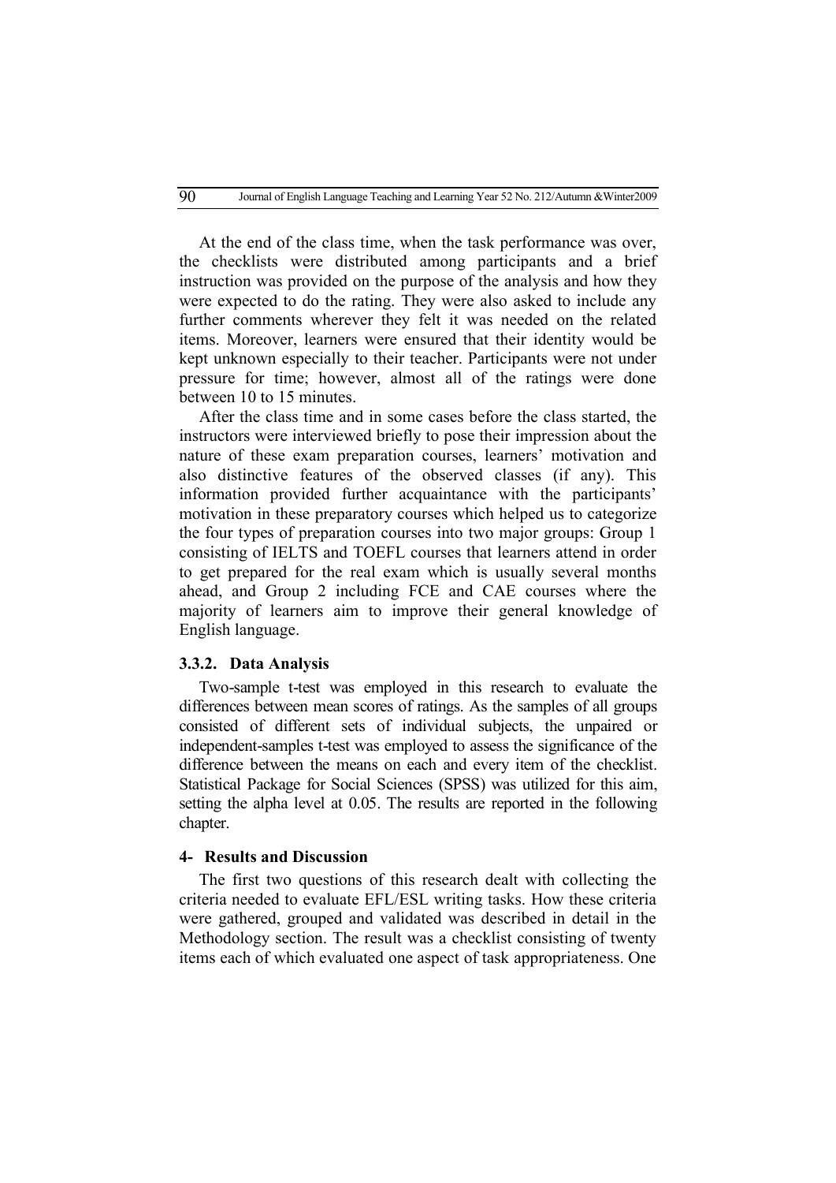At the end of the class time, when the task performance was over, the checklists were distributed among participants and a brief instruction was provided on the purpose of the analysis and how they were expected to do the rating. They were also asked to include any further comments wherever they felt it was needed on the related items. Moreover, learners were ensured that their identity would be kept unknown especially to their teacher. Participants were not under pressure for time; however, almost all of the ratings were done between 10 to 15 minutes.

After the class time and in some cases before the class started, the instructors were interviewed briefly to pose their impression about the nature of these exam preparation courses, learners' motivation and also distinctive features of the observed classes (if any). This information provided further acquaintance with the participants' motivation in these preparatory courses which helped us to categorize the four types of preparation courses into two major groups: Group 1 consisting of IELTS and TOEFL courses that learners attend in order to get prepared for the real exam which is usually several months ahead, and Group 2 including FCE and CAE courses where the majority of learners aim to improve their general knowledge of English language.

### 3.3.2. Data Analysis

Two-sample t-test was employed in this research to evaluate the differences between mean scores of ratings. As the samples of all groups consisted of different sets of individual subjects, the unpaired or independent-samples t-test was employed to assess the significance of the difference between the means on each and every item of the checklist. Statistical Package for Social Sciences (SPSS) was utilized for this aim, setting the alpha level at 0.05. The results are reported in the following chapter.

## 4- Results and Discussion

The first two questions of this research dealt with collecting the criteria needed to evaluate EFL/ESL writing tasks. How these criteria were gathered, grouped and validated was described in detail in the Methodology section. The result was a checklist consisting of twenty items each of which evaluated one aspect of task appropriateness. One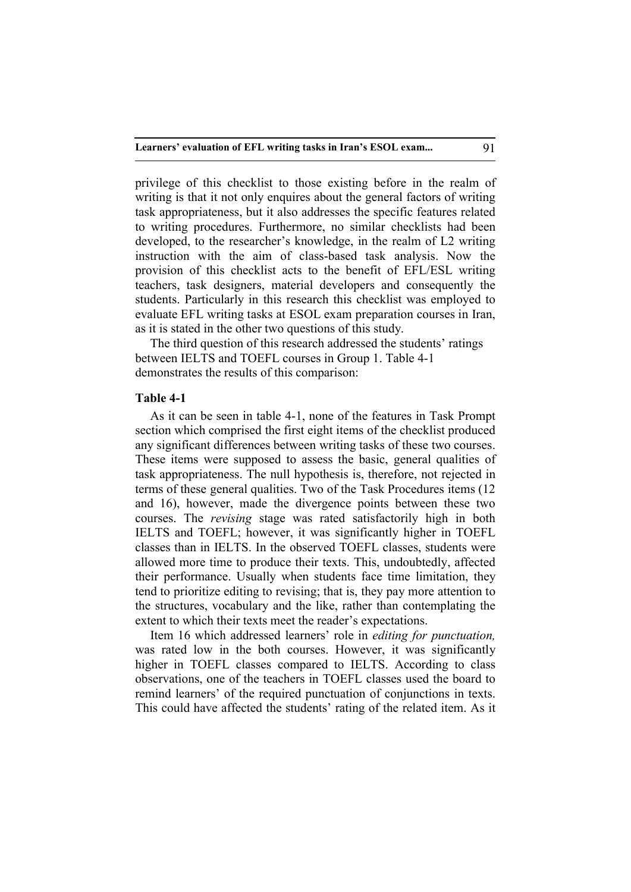privilege of this checklist to those existing before in the realm of writing is that it not only enquires about the general factors of writing task appropriateness, but it also addresses the specific features related to writing procedures. Furthermore, no similar checklists had been developed, to the researcher's knowledge, in the realm of L2 writing instruction with the aim of class-based task analysis. Now the provision of this checklist acts to the benefit of EFL/ESL writing teachers, task designers, material developers and consequently the students. Particularly in this research this checklist was employed to evaluate EFL writing tasks at ESOL exam preparation courses in Iran, as it is stated in the other two questions of this study.

The third question of this research addressed the students' ratings between IELTS and TOEFL courses in Group 1. Table 4-1 demonstrates the results of this comparison:

**Table 4-1**

As it can be seen in table 4-1, none of the features in Task Prompt section which comprised the first eight items of the checklist produced any significant differences between writing tasks of these two courses. These items were supposed to assess the basic, general qualities of task appropriateness. The null hypothesis is, therefore, not rejected in terms of these general qualities. Two of the Task Procedures items (12 and 16), however, made the divergence points between these two courses. The *revising* stage was rated satisfactorily high in both IELTS and TOEFL; however, it was significantly higher in TOEFL classes than in IELTS. In the observed TOEFL classes, students were allowed more time to produce their texts. This, undoubtedly, affected their performance. Usually when students face time limitation, they tend to prioritize editing to revising; that is, they pay more attention to the structures, vocabulary and the like, rather than contemplating the extent to which their texts meet the reader's expectations.

Item 16 which addressed learners' role in *editing for punctuation,* was rated low in the both courses. However, it was significantly higher in TOEFL classes compared to IELTS. According to class observations, one of the teachers in TOEFL classes used the board to remind learners' of the required punctuation of conjunctions in texts. This could have affected the students' rating of the related item. As it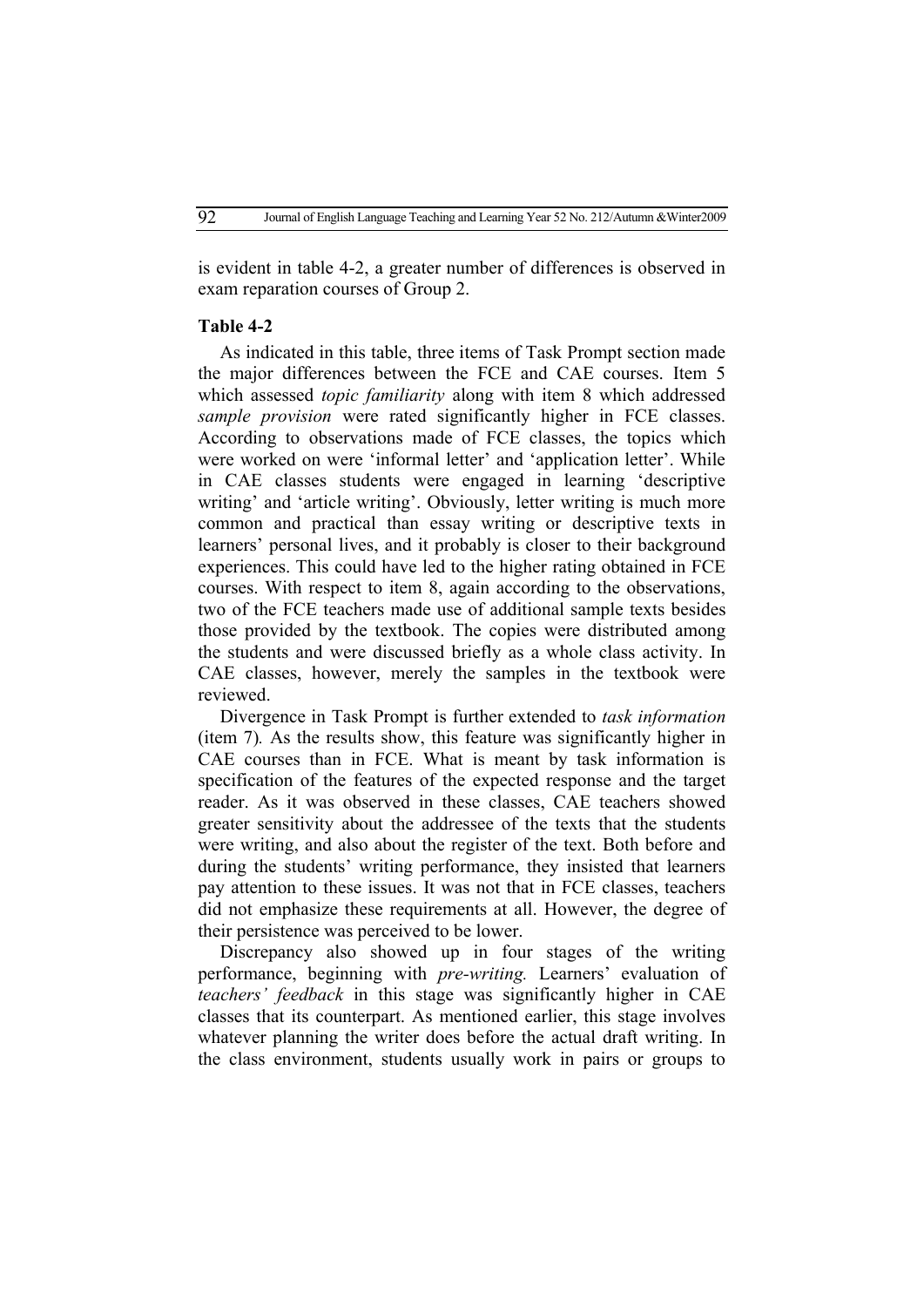is evident in table 4-2, a greater number of differences is observed in exam reparation courses of Group 2.

**Table 4-2**

As indicated in this table, three items of Task Prompt section made the major differences between the FCE and CAE courses. Item 5 which assessed *topic familiarity* along with item 8 which addressed *sample provision* were rated significantly higher in FCE classes. According to observations made of FCE classes, the topics which were worked on were 'informal letter' and 'application letter'. While in CAE classes students were engaged in learning 'descriptive writing' and 'article writing'. Obviously, letter writing is much more common and practical than essay writing or descriptive texts in learners' personal lives, and it probably is closer to their background experiences. This could have led to the higher rating obtained in FCE courses. With respect to item 8, again according to the observations, two of the FCE teachers made use of additional sample texts besides those provided by the textbook. The copies were distributed among the students and were discussed briefly as a whole class activity. In CAE classes, however, merely the samples in the textbook were reviewed.

Divergence in Task Prompt is further extended to *task information* (item 7). As the results show, this feature was significantly higher in CAE courses than in FCE. What is meant by task information is specification of the features of the expected response and the target reader. As it was observed in these classes, CAE teachers showed greater sensitivity about the addressee of the texts that the students were writing, and also about the register of the text. Both before and during the students' writing performance, they insisted that learners pay attention to these issues. It was not that in FCE classes, teachers did not emphasize these requirements at all. However, the degree of their persistence was perceived to be lower.

Discrepancy also showed up in four stages of the writing performance, beginning with *pre-writing.* Learners' evaluation of *teachers' feedback* in this stage was significantly higher in CAE classes that its counterpart. As mentioned earlier, this stage involves whatever planning the writer does before the actual draft writing. In the class environment, students usually work in pairs or groups to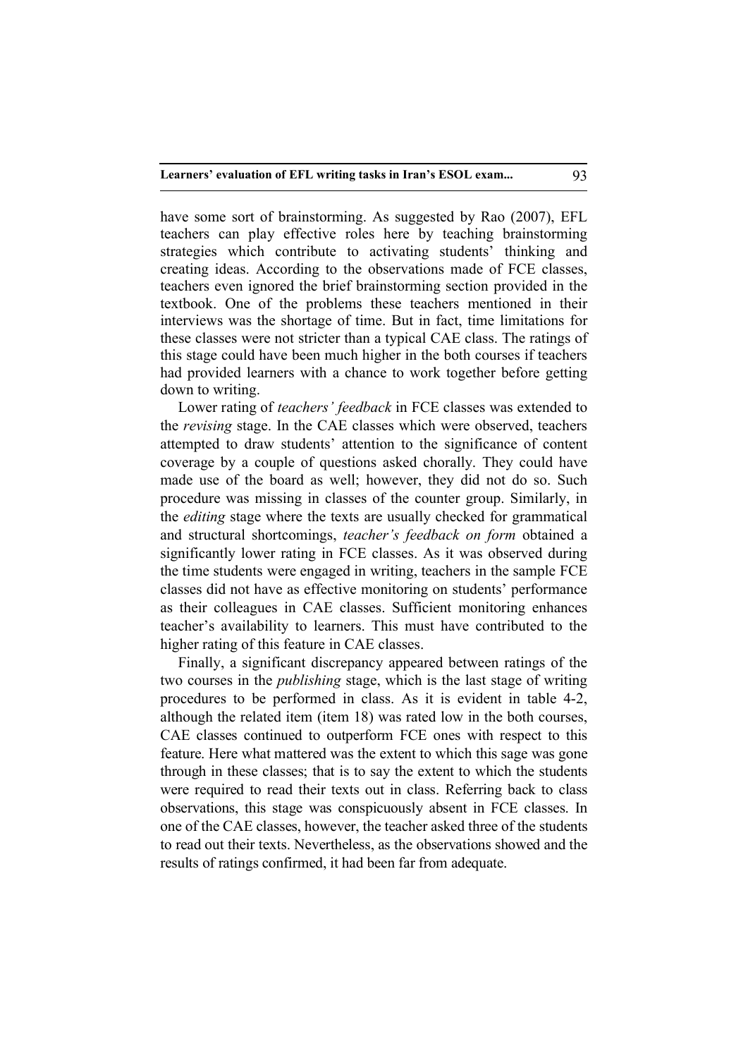have some sort of brainstorming. As suggested by Rao (2007), EFL teachers can play effective roles here by teaching brainstorming strategies which contribute to activating students' thinking and creating ideas. According to the observations made of FCE classes, teachers even ignored the brief brainstorming section provided in the textbook. One of the problems these teachers mentioned in their interviews was the shortage of time. But in fact, time limitations for these classes were not stricter than a typical CAE class. The ratings of this stage could have been much higher in the both courses if teachers had provided learners with a chance to work together before getting down to writing.

Lower rating of *teachers' feedback* in FCE classes was extended to the *revising* stage. In the CAE classes which were observed, teachers attempted to draw students' attention to the significance of content coverage by a couple of questions asked chorally. They could have made use of the board as well; however, they did not do so. Such procedure was missing in classes of the counter group. Similarly, in the *editing* stage where the texts are usually checked for grammatical and structural shortcomings, *teacher's feedback on form* obtained a significantly lower rating in FCE classes. As it was observed during the time students were engaged in writing, teachers in the sample FCE classes did not have as effective monitoring on students' performance as their colleagues in CAE classes. Sufficient monitoring enhances teacher's availability to learners. This must have contributed to the higher rating of this feature in CAE classes.

Finally, a significant discrepancy appeared between ratings of the two courses in the *publishing* stage, which is the last stage of writing procedures to be performed in class. As it is evident in table 4-2, although the related item (item 18) was rated low in the both courses, CAE classes continued to outperform FCE ones with respect to this feature. Here what mattered was the extent to which this sage was gone through in these classes; that is to say the extent to which the students were required to read their texts out in class. Referring back to class observations, this stage was conspicuously absent in FCE classes. In one of the CAE classes, however, the teacher asked three of the students to read out their texts. Nevertheless, as the observations showed and the results of ratings confirmed, it had been far from adequate.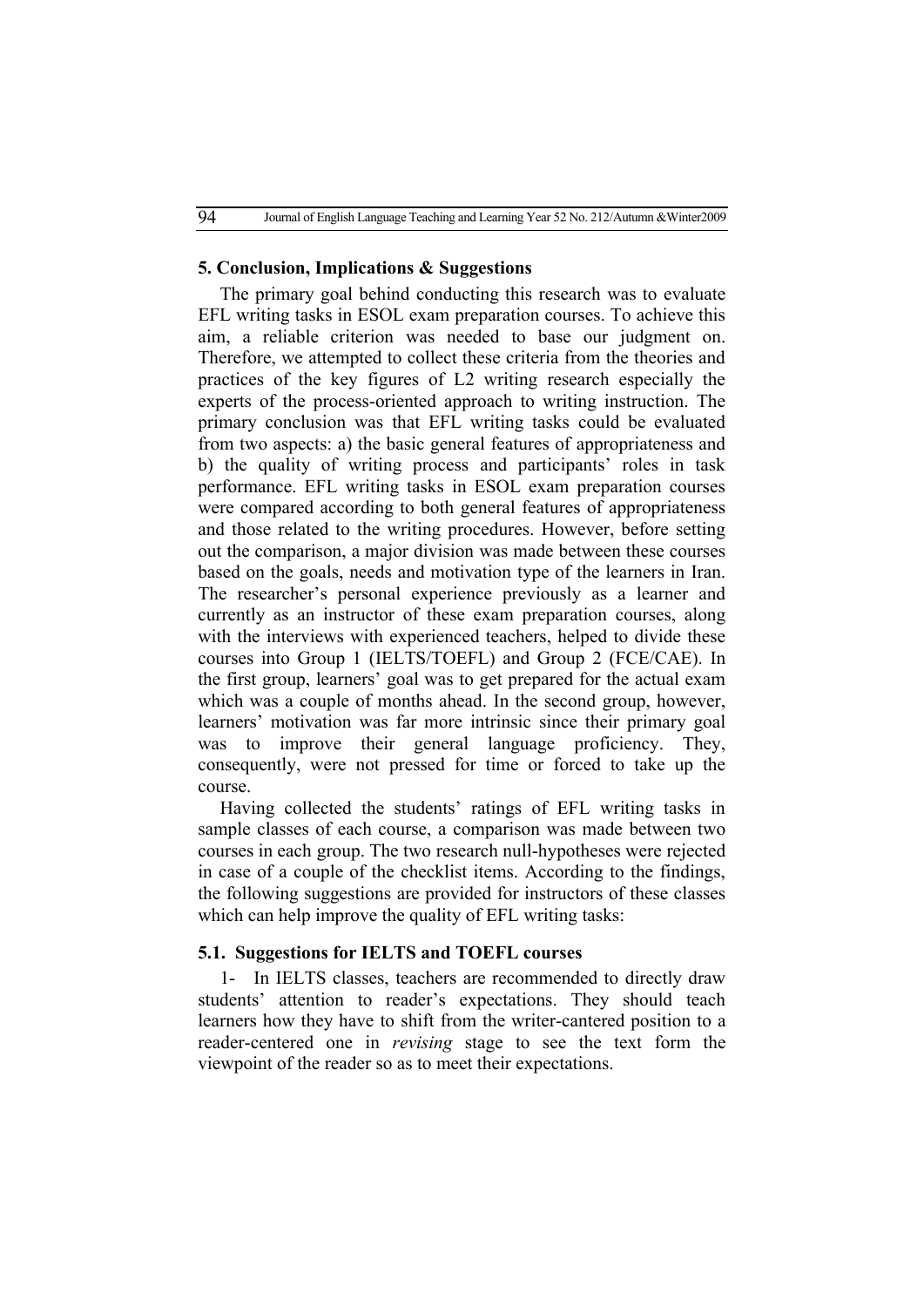## 5. Conclusion, Implications & Suggestions

The primary goal behind conducting this research was to evaluate EFL writing tasks in ESOL exam preparation courses. To achieve this aim, a reliable criterion was needed to base our judgment on. Therefore, we attempted to collect these criteria from the theories and practices of the key figures of L2 writing research especially the experts of the process-oriented approach to writing instruction. The primary conclusion was that EFL writing tasks could be evaluated from two aspects: a) the basic general features of appropriateness and b) the quality of writing process and participants' roles in task performance. EFL writing tasks in ESOL exam preparation courses were compared according to both general features of appropriateness and those related to the writing procedures. However, before setting out the comparison, a major division was made between these courses based on the goals, needs and motivation type of the learners in Iran. The researcher's personal experience previously as a learner and currently as an instructor of these exam preparation courses, along with the interviews with experienced teachers, helped to divide these courses into Group 1 (IELTS/TOEFL) and Group 2 (FCE/CAE). In the first group, learners' goal was to get prepared for the actual exam which was a couple of months ahead. In the second group, however, learners' motivation was far more intrinsic since their primary goal was to improve their general language proficiency. They, consequently, were not pressed for time or forced to take up the course.

Having collected the students' ratings of EFL writing tasks in sample classes of each course, a comparison was made between two courses in each group. The two research null-hypotheses were rejected in case of a couple of the checklist items. According to the findings, the following suggestions are provided for instructors of these classes which can help improve the quality of EFL writing tasks:

### 5.1. Suggestions for IELTS and TOEFL courses

1- In IELTS classes, teachers are recommended to directly draw students' attention to reader's expectations. They should teach learners how they have to shift from the writer-cantered position to a reader-centered one in *revising* stage to see the text form the viewpoint of the reader so as to meet their expectations.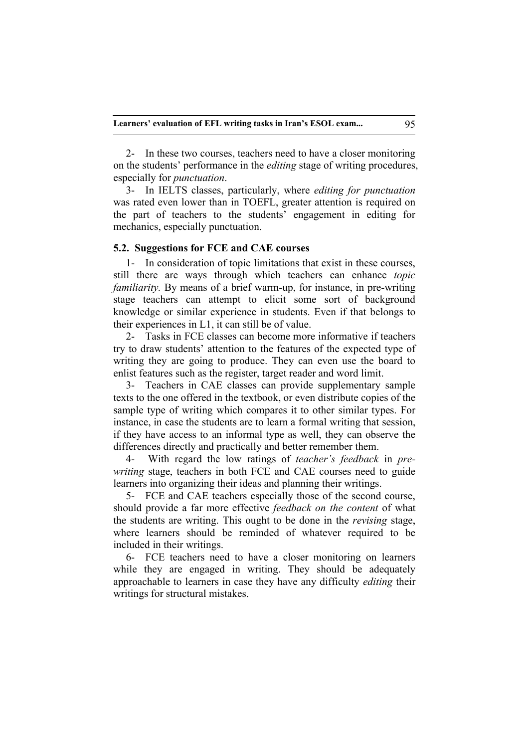2- In these two courses, teachers need to have a closer monitoring on the students' performance in the *editing* stage of writing procedures, especially for *punctuation*.

3- In IELTS classes, particularly, where *editing for punctuation* was rated even lower than in TOEFL, greater attention is required on the part of teachers to the students' engagement in editing for mechanics, especially punctuation.

### 5.2. Suggestions for FCE and CAE courses

1- In consideration of topic limitations that exist in these courses, still there are ways through which teachers can enhance *topic familiarity.* By means of a brief warm-up, for instance, in pre-writing stage teachers can attempt to elicit some sort of background knowledge or similar experience in students. Even if that belongs to their experiences in L1, it can still be of value.

2- Tasks in FCE classes can become more informative if teachers try to draw students' attention to the features of the expected type of writing they are going to produce. They can even use the board to enlist features such as the register, target reader and word limit.

3- Teachers in CAE classes can provide supplementary sample texts to the one offered in the textbook, or even distribute copies of the sample type of writing which compares it to other similar types. For instance, in case the students are to learn a formal writing that session, if they have access to an informal type as well, they can observe the differences directly and practically and better remember them.

4- With regard the low ratings of *teacher's feedback* in *pre-writing* stage, teachers in both FCE and CAE courses need to guide learners into organizing their ideas and planning their writings.

5- FCE and CAE teachers especially those of the second course, should provide a far more effective *feedback on the content* of what the students are writing. This ought to be done in the *revising* stage, where learners should be reminded of whatever required to be included in their writings.

6- FCE teachers need to have a closer monitoring on learners while they are engaged in writing. They should be adequately approachable to learners in case they have any difficulty *editing* their writings for structural mistakes.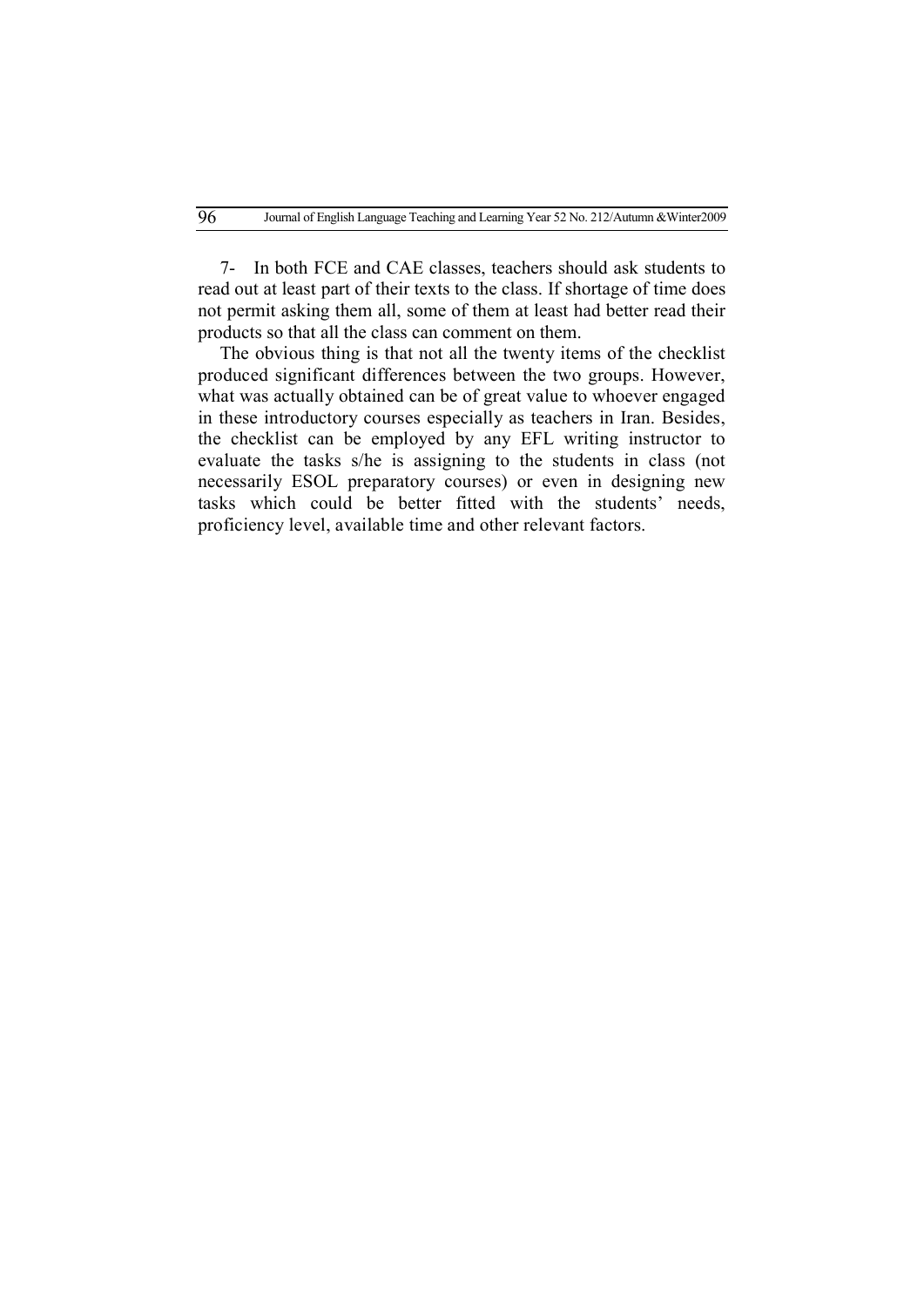7- In both FCE and CAE classes, teachers should ask students to read out at least part of their texts to the class. If shortage of time does not permit asking them all, some of them at least had better read their products so that all the class can comment on them.

The obvious thing is that not all the twenty items of the checklist produced significant differences between the two groups. However, what was actually obtained can be of great value to whoever engaged in these introductory courses especially as teachers in Iran. Besides, the checklist can be employed by any EFL writing instructor to evaluate the tasks s/he is assigning to the students in class (not necessarily ESOL preparatory courses) or even in designing new tasks which could be better fitted with the students' needs, proficiency level, available time and other relevant factors.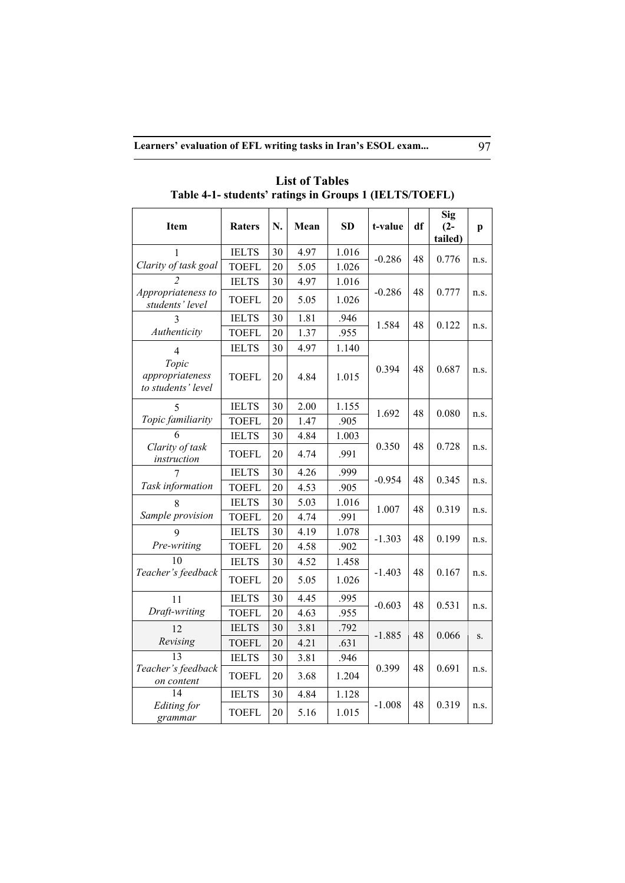## List of Tables

### Table 4-1- students' ratings in Groups 1 (IELTS/TOEFL)

| Item | Raters | N. | Mean | SD | t-value | df | Sig (2-tailed) | p |
|---|---|---|---|---|---|---|---|---|
| 1 *Clarity of task goal* | IELTS | 30 | 4.97 | 1.016 | -0.286 | 48 | 0.776 | n.s. |
| | TOEFL | 20 | 5.05 | 1.026 | | | | |
| 2 *Appropriateness to students' level* | IELTS | 30 | 4.97 | 1.016 | -0.286 | 48 | 0.777 | n.s. |
| | TOEFL | 20 | 5.05 | 1.026 | | | | |
| 3 *Authenticity* | IELTS | 30 | 1.81 | .946 | 1.584 | 48 | 0.122 | n.s. |
| | TOEFL | 20 | 1.37 | .955 | | | | |
| 4 *Topic appropriateness to students' level* | IELTS | 30 | 4.97 | 1.140 | 0.394 | 48 | 0.687 | n.s. |
| | TOEFL | 20 | 4.84 | 1.015 | | | | |
| 5 *Topic familiarity* | IELTS | 30 | 2.00 | 1.155 | 1.692 | 48 | 0.080 | n.s. |
| | TOEFL | 20 | 1.47 | .905 | | | | |
| 6 *Clarity of task instruction* | IELTS | 30 | 4.84 | 1.003 | 0.350 | 48 | 0.728 | n.s. |
| | TOEFL | 20 | 4.74 | .991 | | | | |
| 7 *Task information* | IELTS | 30 | 4.26 | .999 | -0.954 | 48 | 0.345 | n.s. |
| | TOEFL | 20 | 4.53 | .905 | | | | |
| 8 *Sample provision* | IELTS | 30 | 5.03 | 1.016 | 1.007 | 48 | 0.319 | n.s. |
| | TOEFL | 20 | 4.74 | .991 | | | | |
| 9 *Pre-writing* | IELTS | 30 | 4.19 | 1.078 | -1.303 | 48 | 0.199 | n.s. |
| | TOEFL | 20 | 4.58 | .902 | | | | |
| 10 *Teacher's feedback* | IELTS | 30 | 4.52 | 1.458 | -1.403 | 48 | 0.167 | n.s. |
| | TOEFL | 20 | 5.05 | 1.026 | | | | |
| 11 *Draft-writing* | IELTS | 30 | 4.45 | .995 | -0.603 | 48 | 0.531 | n.s. |
| | TOEFL | 20 | 4.63 | .955 | | | | |
| 12 *Revising* | IELTS | 30 | 3.81 | .792 | -1.885 | 48 | 0.066 | s. |
| | TOEFL | 20 | 4.21 | .631 | | | | |
| 13 *Teacher's feedback on content* | IELTS | 30 | 3.81 | .946 | 0.399 | 48 | 0.691 | n.s. |
| | TOEFL | 20 | 3.68 | 1.204 | | | | |
| 14 *Editing for grammar* | IELTS | 30 | 4.84 | 1.128 | -1.008 | 48 | 0.319 | n.s. |
| | TOEFL | 20 | 5.16 | 1.015 | | | | |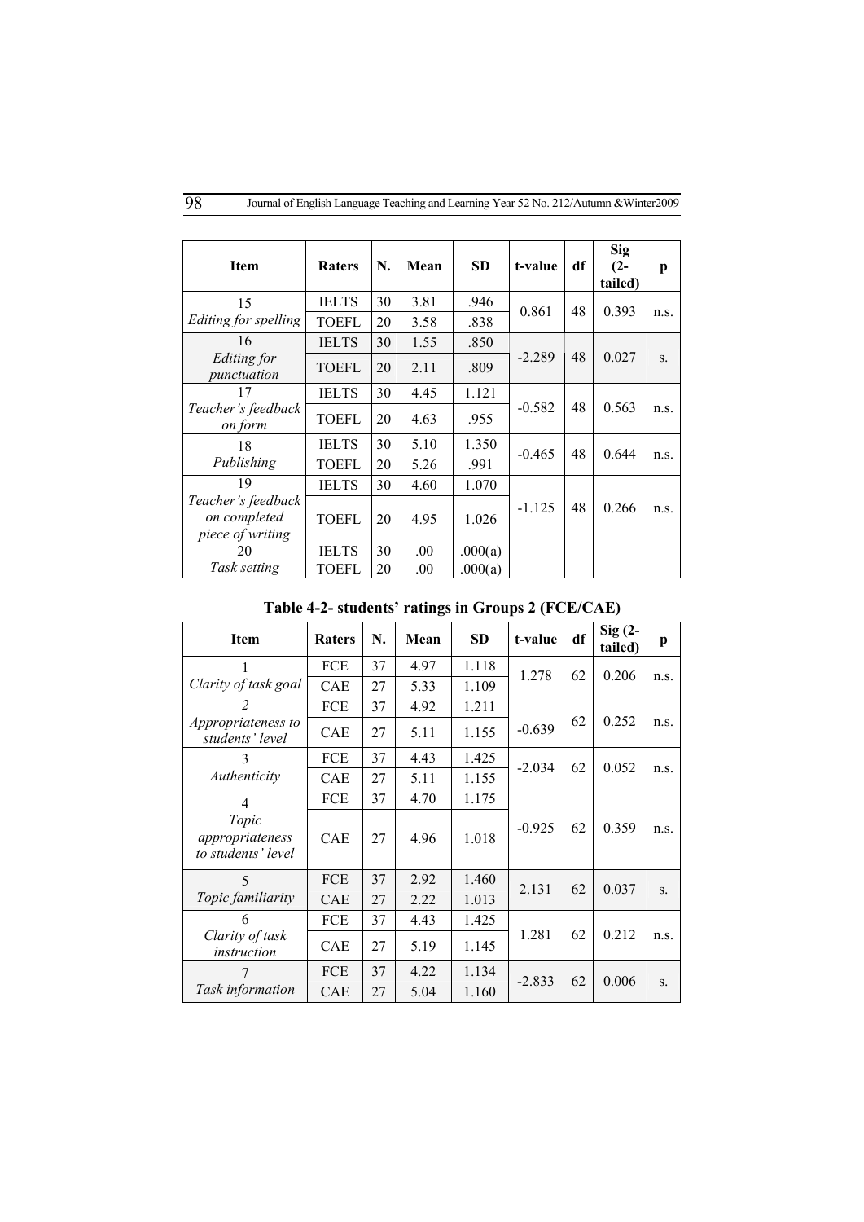| Item | Raters | N. | Mean | SD | t-value | df | Sig (2-tailed) | p |
|---|---|---|---|---|---|---|---|---|
| 15 *Editing for spelling* | IELTS | 30 | 3.81 | .946 | 0.861 | 48 | 0.393 | n.s. |
| | TOEFL | 20 | 3.58 | .838 | | | | |
| 16 *Editing for punctuation* | IELTS | 30 | 1.55 | .850 | -2.289 | 48 | 0.027 | s. |
| | TOEFL | 20 | 2.11 | .809 | | | | |
| 17 *Teacher's feedback on form* | IELTS | 30 | 4.45 | 1.121 | -0.582 | 48 | 0.563 | n.s. |
| | TOEFL | 20 | 4.63 | .955 | | | | |
| 18 *Publishing* | IELTS | 30 | 5.10 | 1.350 | -0.465 | 48 | 0.644 | n.s. |
| | TOEFL | 20 | 5.26 | .991 | | | | |
| 19 *Teacher's feedback on completed piece of writing* | IELTS | 30 | 4.60 | 1.070 | -1.125 | 48 | 0.266 | n.s. |
| | TOEFL | 20 | 4.95 | 1.026 | | | | |
| 20 *Task setting* | IELTS | 30 | .00 | .000(a) | | | | |
| | TOEFL | 20 | .00 | .000(a) | | | | |

**Table 4-2- students' ratings in Groups 2 (FCE/CAE)**

| Item | Raters | N. | Mean | SD | t-value | df | Sig (2-tailed) | p |
|---|---|---|---|---|---|---|---|---|
| 1 *Clarity of task goal* | FCE | 37 | 4.97 | 1.118 | 1.278 | 62 | 0.206 | n.s. |
| | CAE | 27 | 5.33 | 1.109 | | | | |
| *2 Appropriateness to students' level* | FCE | 37 | 4.92 | 1.211 | -0.639 | 62 | 0.252 | n.s. |
| | CAE | 27 | 5.11 | 1.155 | | | | |
| 3 *Authenticity* | FCE | 37 | 4.43 | 1.425 | -2.034 | 62 | 0.052 | n.s. |
| | CAE | 27 | 5.11 | 1.155 | | | | |
| 4 *Topic appropriateness to students' level* | FCE | 37 | 4.70 | 1.175 | -0.925 | 62 | 0.359 | n.s. |
| | CAE | 27 | 4.96 | 1.018 | | | | |
| 5 *Topic familiarity* | FCE | 37 | 2.92 | 1.460 | 2.131 | 62 | 0.037 | s. |
| | CAE | 27 | 2.22 | 1.013 | | | | |
| 6 *Clarity of task instruction* | FCE | 37 | 4.43 | 1.425 | 1.281 | 62 | 0.212 | n.s. |
| | CAE | 27 | 5.19 | 1.145 | | | | |
| 7 *Task information* | FCE | 37 | 4.22 | 1.134 | -2.833 | 62 | 0.006 | s. |
| | CAE | 27 | 5.04 | 1.160 | | | | |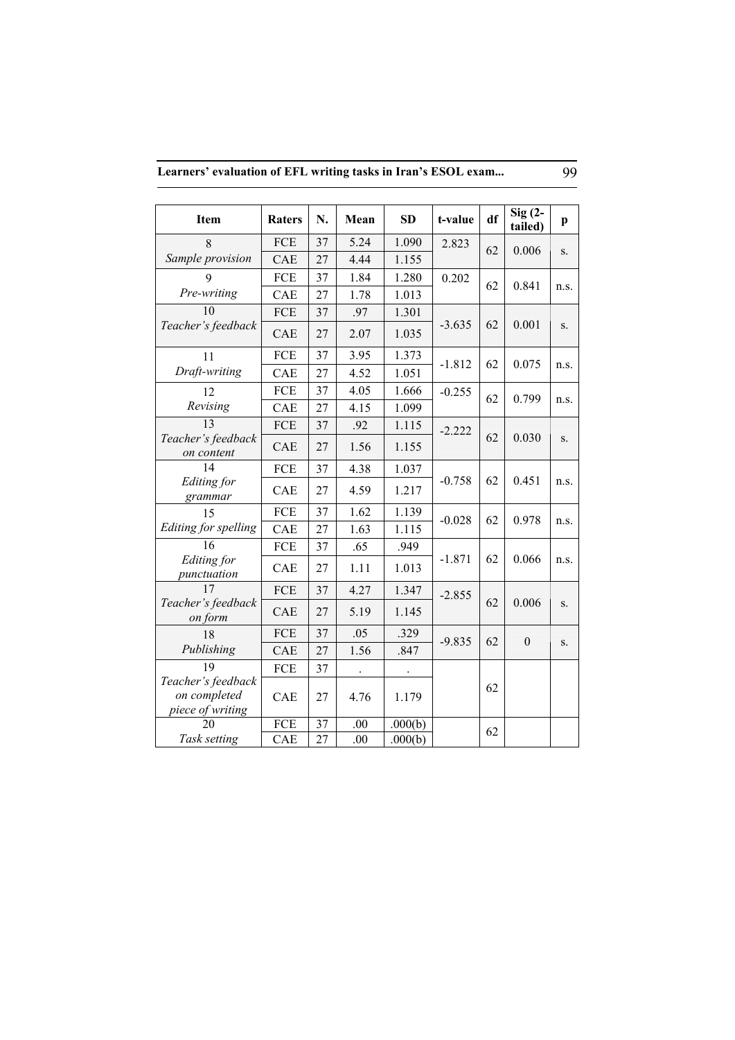| Item | Raters | N. | Mean | SD | t-value | df | Sig (2-tailed) | p |
|---|---|---|---|---|---|---|---|---|
| 8 *Sample provision* | FCE | 37 | 5.24 | 1.090 | 2.823 | 62 | 0.006 | s. |
| | CAE | 27 | 4.44 | 1.155 | | | | |
| 9 *Pre-writing* | FCE | 37 | 1.84 | 1.280 | 0.202 | 62 | 0.841 | n.s. |
| | CAE | 27 | 1.78 | 1.013 | | | | |
| 10 *Teacher's feedback* | FCE | 37 | .97 | 1.301 | -3.635 | 62 | 0.001 | s. |
| | CAE | 27 | 2.07 | 1.035 | | | | |
| 11 *Draft-writing* | FCE | 37 | 3.95 | 1.373 | -1.812 | 62 | 0.075 | n.s. |
| | CAE | 27 | 4.52 | 1.051 | | | | |
| 12 *Revising* | FCE | 37 | 4.05 | 1.666 | -0.255 | 62 | 0.799 | n.s. |
| | CAE | 27 | 4.15 | 1.099 | | | | |
| 13 *Teacher's feedback on content* | FCE | 37 | .92 | 1.115 | -2.222 | 62 | 0.030 | s. |
| | CAE | 27 | 1.56 | 1.155 | | | | |
| 14 *Editing for grammar* | FCE | 37 | 4.38 | 1.037 | -0.758 | 62 | 0.451 | n.s. |
| | CAE | 27 | 4.59 | 1.217 | | | | |
| 15 *Editing for spelling* | FCE | 37 | 1.62 | 1.139 | -0.028 | 62 | 0.978 | n.s. |
| | CAE | 27 | 1.63 | 1.115 | | | | |
| 16 *Editing for punctuation* | FCE | 37 | .65 | .949 | -1.871 | 62 | 0.066 | n.s. |
| | CAE | 27 | 1.11 | 1.013 | | | | |
| 17 *Teacher's feedback on form* | FCE | 37 | 4.27 | 1.347 | -2.855 | 62 | 0.006 | s. |
| | CAE | 27 | 5.19 | 1.145 | | | | |
| 18 *Publishing* | FCE | 37 | .05 | .329 | -9.835 | 62 | 0 | s. |
| | CAE | 27 | 1.56 | .847 | | | | |
| 19 *Teacher's feedback on completed piece of writing* | FCE | 37 | . | . | | 62 | | |
| | CAE | 27 | 4.76 | 1.179 | | | | |
| 20 *Task setting* | FCE | 37 | .00 | .000(b) | | 62 | | |
| | CAE | 27 | .00 | .000(b) | | | | |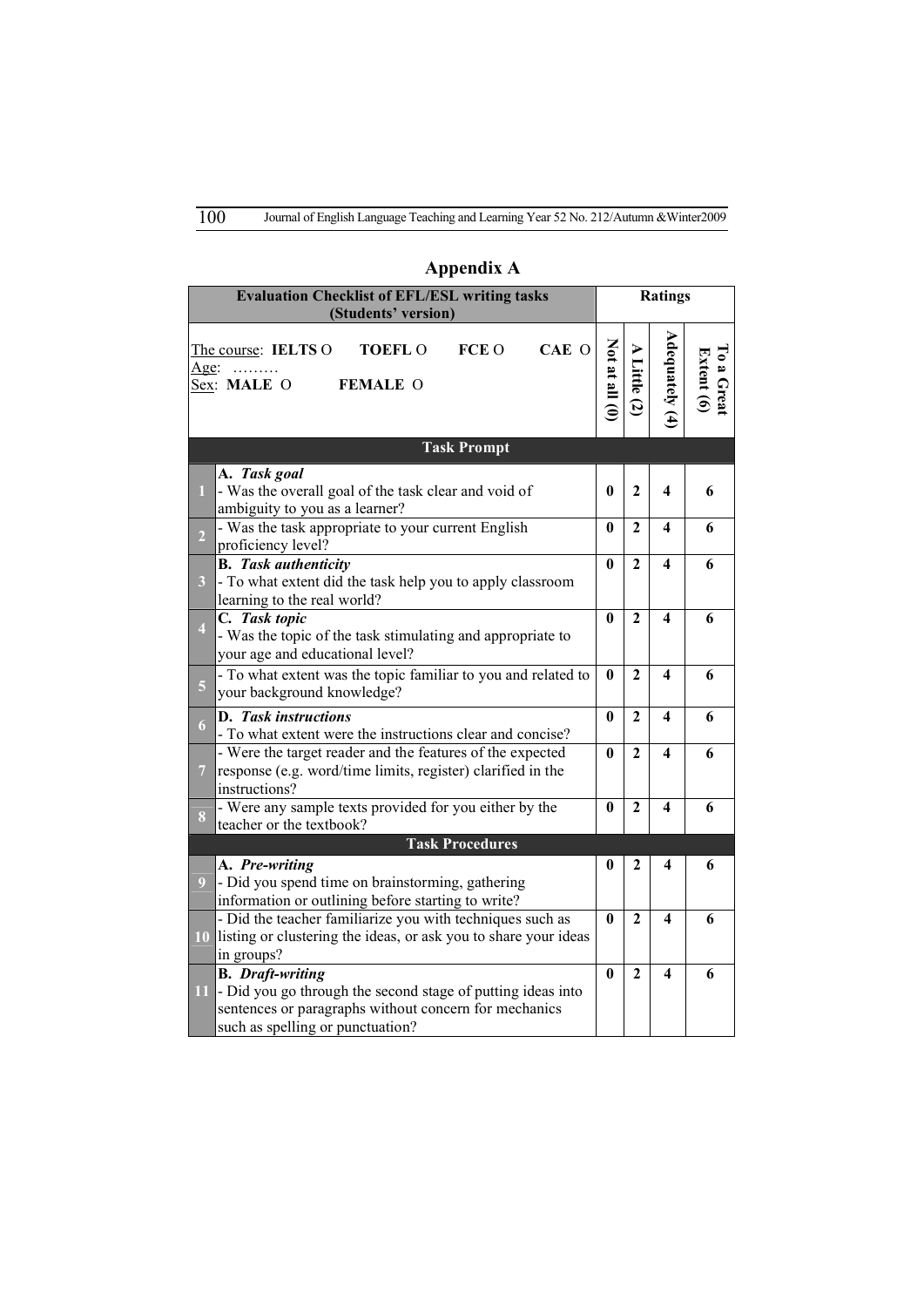## Appendix A

| # | Evaluation Checklist of EFL/ESL writing tasks (Students' version) | Ratings | | | |
|---|---|---|---|---|---|
| | The course: **IELTS** O **TOEFL** O **FCE** O **CAE** O<br>Age: ………<br>Sex: **MALE** O **FEMALE** O | **Not at all (0)** | **A Little (2)** | **Adequately (4)** | **To a Great Extent (6)** |
| | **Task Prompt** | | | | |
| 1 | **A.** ***Task goal***<br>- Was the overall goal of the task clear and void of ambiguity to you as a learner? | **0** | **2** | **4** | **6** |
| 2 | - Was the task appropriate to your current English proficiency level? | **0** | **2** | **4** | **6** |
| 3 | **B.** ***Task authenticity***<br>- To what extent did the task help you to apply classroom learning to the real world? | **0** | **2** | **4** | **6** |
| 4 | **C.** ***Task topic***<br>- Was the topic of the task stimulating and appropriate to your age and educational level? | **0** | **2** | **4** | **6** |
| 5 | - To what extent was the topic familiar to you and related to your background knowledge? | **0** | **2** | **4** | **6** |
| 6 | **D.** ***Task instructions***<br>- To what extent were the instructions clear and concise? | **0** | **2** | **4** | **6** |
| 7 | - Were the target reader and the features of the expected response (e.g. word/time limits, register) clarified in the instructions? | **0** | **2** | **4** | **6** |
| 8 | - Were any sample texts provided for you either by the teacher or the textbook? | **0** | **2** | **4** | **6** |
| | **Task Procedures** | | | | |
| 9 | **A.** ***Pre-writing***<br>- Did you spend time on brainstorming, gathering information or outlining before starting to write? | **0** | **2** | **4** | **6** |
| 10 | - Did the teacher familiarize you with techniques such as listing or clustering the ideas, or ask you to share your ideas in groups? | **0** | **2** | **4** | **6** |
| 11 | **B.** ***Draft-writing***<br>- Did you go through the second stage of putting ideas into sentences or paragraphs without concern for mechanics such as spelling or punctuation? | **0** | **2** | **4** | **6** |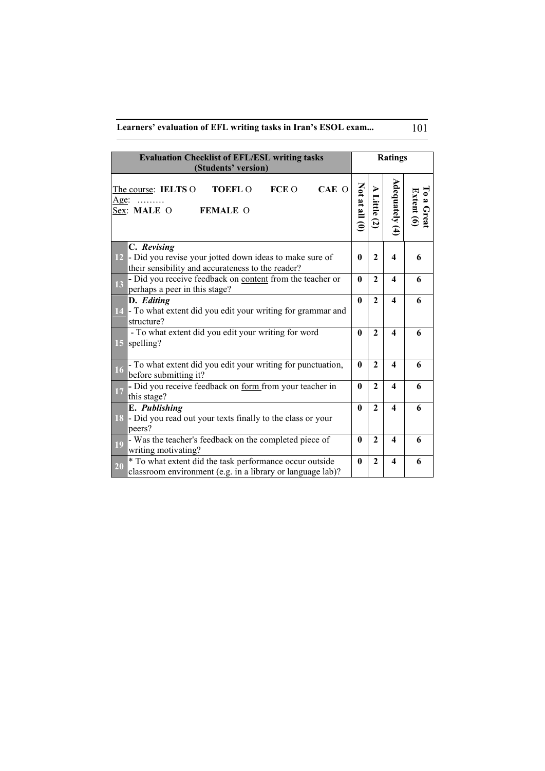| | Evaluation Checklist of EFL/ESL writing tasks (Students' version) | Ratings | | | |
|---|---|---|---|---|---|
| | The course: **IELTS** O **TOEFL** O **FCE** O **CAE** O<br>Age: ………<br>Sex: **MALE** O **FEMALE** O | **Not at all (0)** | **A Little (2)** | **Adequately (4)** | **To a Great Extent (6)** |
| 12 | **C. *Revising***<br>- Did you revise your jotted down ideas to make sure of their sensibility and accurateness to the reader? | **0** | **2** | **4** | **6** |
| 13 | - Did you receive feedback on <u>content</u> from the teacher or perhaps a peer in this stage? | **0** | **2** | **4** | **6** |
| 14 | **D. *Editing***<br>- To what extent did you edit your writing for grammar and structure? | **0** | **2** | **4** | **6** |
| 15 | - To what extent did you edit your writing for word spelling? | **0** | **2** | **4** | **6** |
| 16 | - To what extent did you edit your writing for punctuation, before submitting it? | **0** | **2** | **4** | **6** |
| 17 | - Did you receive feedback on <u>form</u> from your teacher in this stage? | **0** | **2** | **4** | **6** |
| 18 | **E. *Publishing***<br>- Did you read out your texts finally to the class or your peers? | **0** | **2** | **4** | **6** |
| 19 | - Was the teacher's feedback on the completed piece of writing motivating? | **0** | **2** | **4** | **6** |
| 20 | * To what extent did the task performance occur outside classroom environment (e.g. in a library or language lab)? | **0** | **2** | **4** | **6** |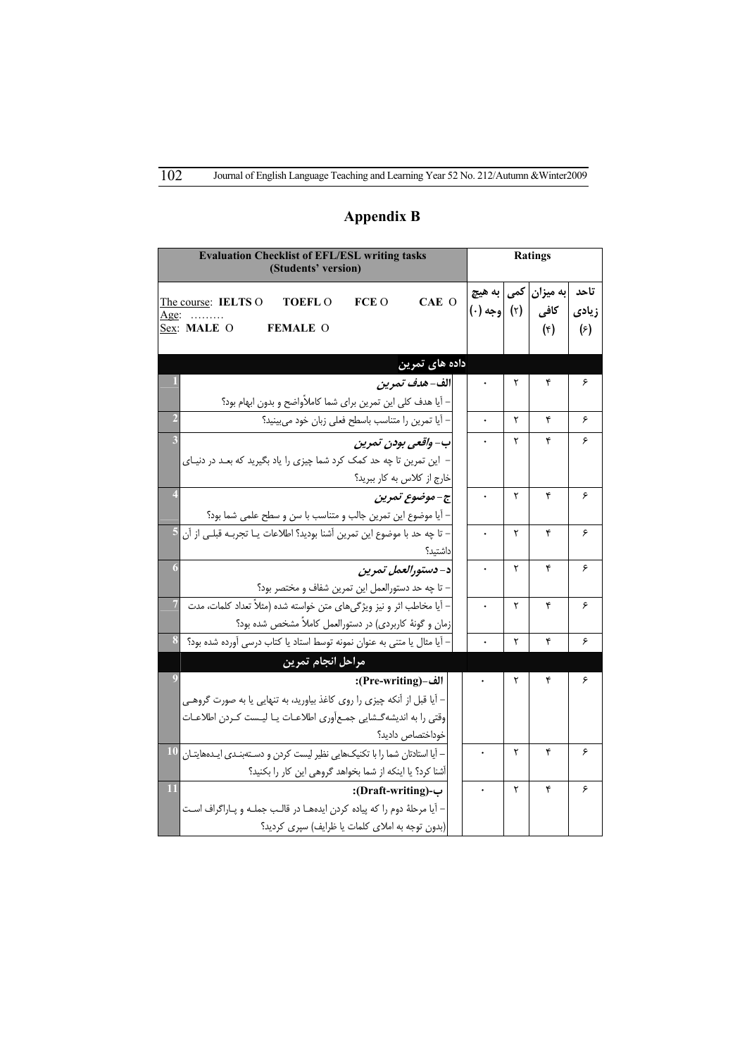# Appendix B

| Evaluation Checklist of EFL/ESL writing tasks (Students' version) | | Ratings | | | |
|---|---|---|---|---|---|
| The course: **IELTS** O **TOEFL** O **FCE** O **CAE** O<br>Age: .........<br>Sex: **MALE** O **FEMALE** O | | به هیچ وجه (۰) | کمی (۲) | به میزان کافی (۴) | تاحد زیادی (۶) |
| | **داده های تمرین** | | | | |
| 1 | ***الف- هدف تمرین***<br>- آیا هدف کلی این تمرین برای شما کاملاًواضح و بدون ابهام بود؟ | ۰ | ۲ | ۴ | ۶ |
| 2 | - آیا تمرین را متناسب باسطح فعلی زبان خود می‌بینید؟ | ۰ | ۲ | ۴ | ۶ |
| 3 | ***ب- واقعی بودن تمرین***<br>- این تمرین تا چه حد کمک کرد شما چیزی را یاد بگیرید که بعد در دنیای خارج از کلاس به کار ببرید؟ | ۰ | ۲ | ۴ | ۶ |
| 4 | ***ج- موضوع تمرین***<br>- آیا موضوع این تمرین جالب و متناسب با سن و سطح علمی شما بود؟ | ۰ | ۲ | ۴ | ۶ |
| 5 | - تا چه حد با موضوع این تمرین آشنا بودید؟ اطلاعات یا تجربه قبلی از آن داشتید؟ | ۰ | ۲ | ۴ | ۶ |
| 6 | ***د- دستورالعمل تمرین***<br>- تا چه حد دستورالعمل این تمرین شفاف و مختصر بود؟ | ۰ | ۲ | ۴ | ۶ |
| 7 | - آیا مخاطب اثر و نیز ویژگی‌های متن خواسته شده (مثلاً تعداد کلمات، مدت زمان و گونهٔ کاربردی) در دستورالعمل کاملاً مشخص شده بود؟ | ۰ | ۲ | ۴ | ۶ |
| 8 | - آیا مثال یا متنی به عنوان نمونه توسط استاد یا کتاب درسی آورده شده بود؟ | ۰ | ۲ | ۴ | ۶ |
| | **مراحل انجام تمرین** | | | | |
| 9 | **الف-(Pre-writing):**<br>- آیا قبل از آنکه چیزی را روی کاغذ بیاورید، به تنهایی یا به صورت گروهی وقتی را به اندیشه‌گشایی جمع‌آوری اطلاعات یا لیست کردن اطلاعات خوداختصاص دادید؟ | ۰ | ۲ | ۴ | ۶ |
| 10 | - آیا استادتان شما را با تکنیک‌هایی نظیر لیست کردن و دسته‌بندی ایده‌هایتان آشنا کرد؟ یا اینکه از شما بخواهد گروهی این کار را بکنید؟ | ۰ | ۲ | ۴ | ۶ |
| 11 | **ب-(Draft-writing):**<br>- آیا مرحلهٔ دوم را که پیاده کردن ایده‌ها در قالب جمله و پاراگراف است (بدون توجه به املای کلمات یا ظرایف) سپری کردید؟ | ۰ | ۲ | ۴ | ۶ |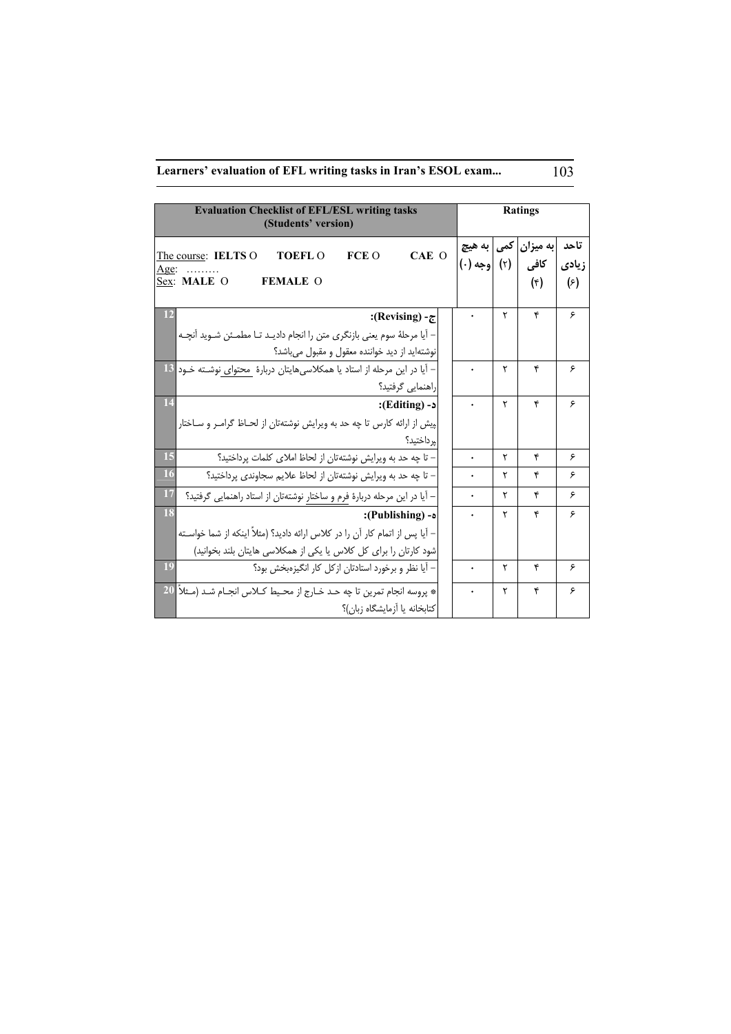| Evaluation Checklist of EFL/ESL writing tasks (Students' version) | | Ratings | | | |
|---|---|---|---|---|---|
| The course: **IELTS** O **TOEFL** O **FCE** O **CAE** O<br>Age: ………<br>Sex: **MALE** O **FEMALE** O | | به هیچ وجه (۰) | کمی (۲) | به میزان کافی (۴) | تاحد زیادی (۶) |
| 12 | ج- (Revising):<br>– آیا مرحلهٔ سوم یعنی بازنگری متن را انجام دادید تا مطمئن شوید آنچه نوشته‌اید از دید خواننده معقول و مقبول می‌باشد؟ | ۰ | ۲ | ۴ | ۶ |
| 13 | – آیا در این مرحله از استاد یا همکلاسی‌هایتان دربارهٔ محتوای نوشته خود راهنمایی گرفتید؟ | ۰ | ۲ | ۴ | ۶ |
| 14 | د- (Editing):<br>پیش از ارائه کارس تا چه حد به ویرایش نوشته‌تان از لحاظ گرامر و ساختار پرداختید؟ | ۰ | ۲ | ۴ | ۶ |
| 15 | – تا چه حد به ویرایش نوشته‌تان از لحاظ املای کلمات پرداختید؟ | ۰ | ۲ | ۴ | ۶ |
| 16 | – تا چه حد به ویرایش نوشته‌تان از لحاظ علایم سجاوندی پرداختید؟ | ۰ | ۲ | ۴ | ۶ |
| 17 | – آیا در این مرحله دربارهٔ فرم و ساختار نوشته‌تان از استاد راهنمایی گرفتید؟ | ۰ | ۲ | ۴ | ۶ |
| 18 | ه- (Publishing):<br>– آیا پس از اتمام کار آن را در کلاس ارائه دادید؟ (مثلاً اینکه از شما خواسته شود کارتان را برای کل کلاس یا یکی از همکلاسی هایتان بلند بخوانید) | ۰ | ۲ | ۴ | ۶ |
| 19 | – آیا نظر و برخورد استادتان ازکل کار انگیزه‌بخش بود؟ | ۰ | ۲ | ۴ | ۶ |
| 20 | * پروسه انجام تمرین تا چه حد خارج از محیط کلاس انجام شد (مثلاً کتابخانه یا آزمایشگاه زبان)؟ | ۰ | ۲ | ۴ | ۶ |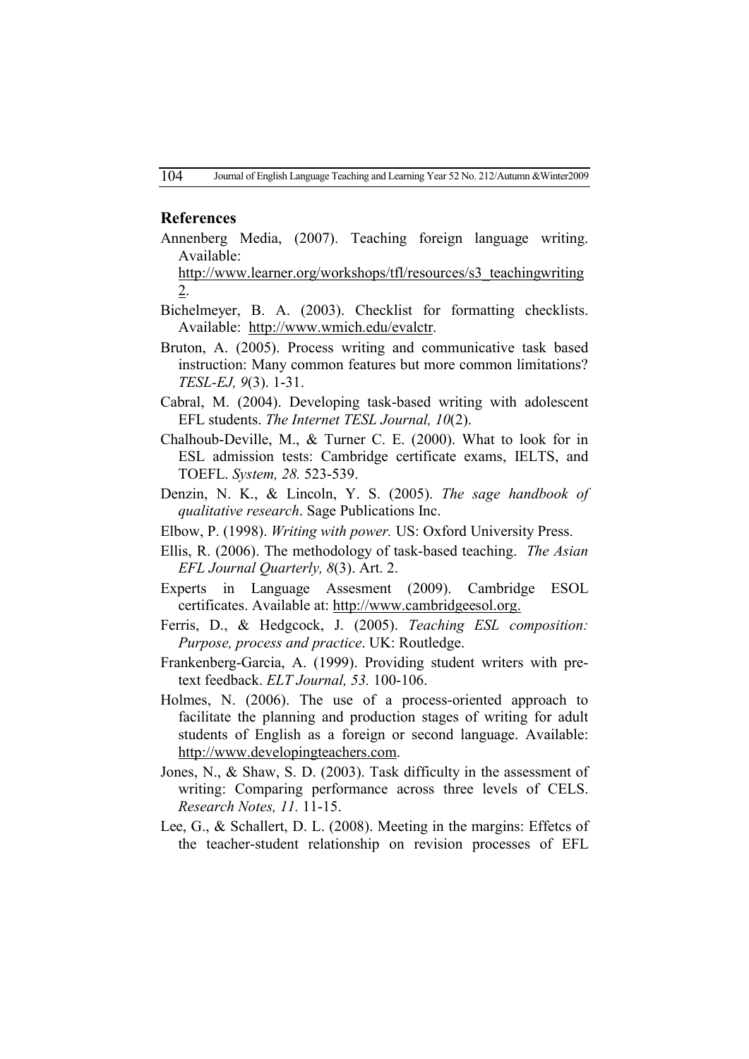## References

Annenberg Media, (2007). Teaching foreign language writing. Available: http://www.learner.org/workshops/tfl/resources/s3_teachingwriting2.

Bichelmeyer, B. A. (2003). Checklist for formatting checklists. Available: http://www.wmich.edu/evalctr.

Bruton, A. (2005). Process writing and communicative task based instruction: Many common features but more common limitations? *TESL-EJ, 9*(3). 1-31.

Cabral, M. (2004). Developing task-based writing with adolescent EFL students. *The Internet TESL Journal, 10*(2).

Chalhoub-Deville, M., & Turner C. E. (2000). What to look for in ESL admission tests: Cambridge certificate exams, IELTS, and TOEFL. *System, 28.* 523-539.

Denzin, N. K., & Lincoln, Y. S. (2005). *The sage handbook of qualitative research*. Sage Publications Inc.

Elbow, P. (1998). *Writing with power.* US: Oxford University Press.

Ellis, R. (2006). The methodology of task-based teaching. *The Asian EFL Journal Quarterly, 8*(3). Art. 2.

Experts in Language Assesment (2009). Cambridge ESOL certificates. Available at: http://www.cambridgeesol.org.

Ferris, D., & Hedgcock, J. (2005). *Teaching ESL composition: Purpose, process and practice*. UK: Routledge.

Frankenberg-Garcia, A. (1999). Providing student writers with pre-text feedback. *ELT Journal, 53.* 100-106.

Holmes, N. (2006). The use of a process-oriented approach to facilitate the planning and production stages of writing for adult students of English as a foreign or second language. Available: http://www.developingteachers.com.

Jones, N., & Shaw, S. D. (2003). Task difficulty in the assessment of writing: Comparing performance across three levels of CELS. *Research Notes, 11.* 11-15.

Lee, G., & Schallert, D. L. (2008). Meeting in the margins: Effetcs of the teacher-student relationship on revision processes of EFL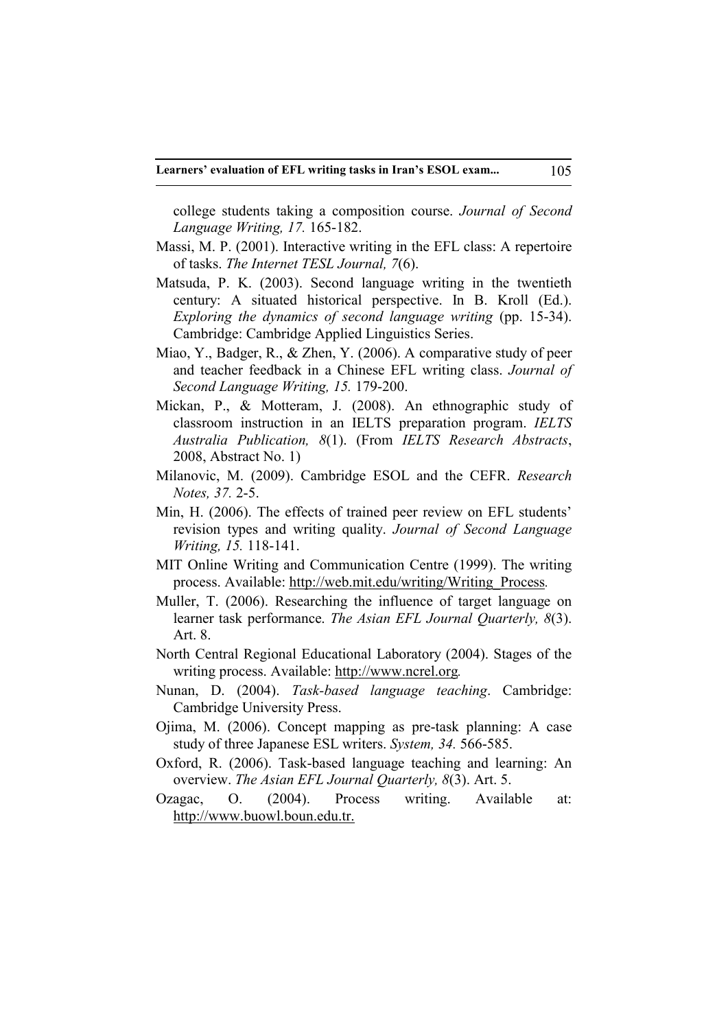college students taking a composition course. *Journal of Second Language Writing, 17.* 165-182.

Massi, M. P. (2001). Interactive writing in the EFL class: A repertoire of tasks. *The Internet TESL Journal, 7*(6).

Matsuda, P. K. (2003). Second language writing in the twentieth century: A situated historical perspective. In B. Kroll (Ed.). *Exploring the dynamics of second language writing* (pp. 15-34). Cambridge: Cambridge Applied Linguistics Series.

Miao, Y., Badger, R., & Zhen, Y. (2006). A comparative study of peer and teacher feedback in a Chinese EFL writing class. *Journal of Second Language Writing, 15.* 179-200.

Mickan, P., & Motteram, J. (2008). An ethnographic study of classroom instruction in an IELTS preparation program. *IELTS Australia Publication, 8*(1). (From *IELTS Research Abstracts*, 2008, Abstract No. 1)

Milanovic, M. (2009). Cambridge ESOL and the CEFR. *Research Notes, 37.* 2-5.

Min, H. (2006). The effects of trained peer review on EFL students' revision types and writing quality. *Journal of Second Language Writing, 15.* 118-141.

MIT Online Writing and Communication Centre (1999). The writing process. Available: http://web.mit.edu/writing/Writing_Process.

Muller, T. (2006). Researching the influence of target language on learner task performance. *The Asian EFL Journal Quarterly, 8*(3). Art. 8.

North Central Regional Educational Laboratory (2004). Stages of the writing process. Available: http://www.ncrel.org.

Nunan, D. (2004). *Task-based language teaching*. Cambridge: Cambridge University Press.

Ojima, M. (2006). Concept mapping as pre-task planning: A case study of three Japanese ESL writers. *System, 34.* 566-585.

Oxford, R. (2006). Task-based language teaching and learning: An overview. *The Asian EFL Journal Quarterly, 8*(3). Art. 5.

Ozagac, O. (2004). Process writing. Available at: http://www.buowl.boun.edu.tr.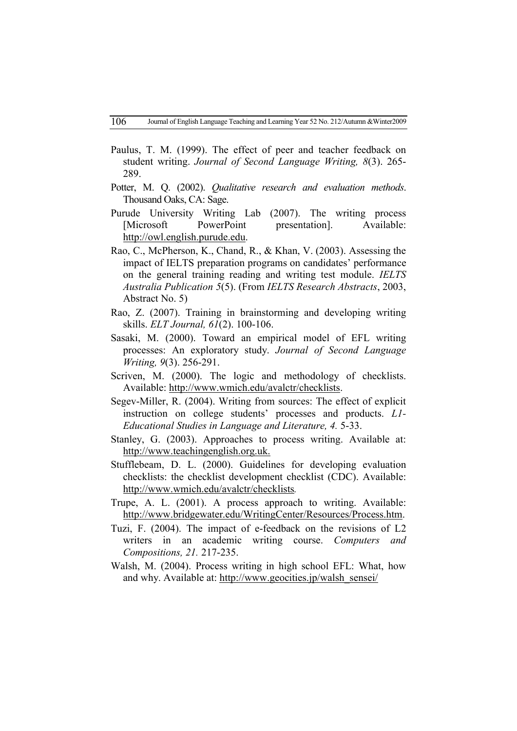Paulus, T. M. (1999). The effect of peer and teacher feedback on student writing. *Journal of Second Language Writing, 8*(3). 265-289.

Potter, M. Q. (2002). *Qualitative research and evaluation methods*. Thousand Oaks, CA: Sage.

Purude University Writing Lab (2007). The writing process [Microsoft PowerPoint presentation]. Available: http://owl.english.purude.edu.

Rao, C., McPherson, K., Chand, R., & Khan, V. (2003). Assessing the impact of IELTS preparation programs on candidates' performance on the general training reading and writing test module. *IELTS Australia Publication 5*(5). (From *IELTS Research Abstracts*, 2003, Abstract No. 5)

Rao, Z. (2007). Training in brainstorming and developing writing skills. *ELT Journal, 61*(2). 100-106.

Sasaki, M. (2000). Toward an empirical model of EFL writing processes: An exploratory study. *Journal of Second Language Writing, 9*(3). 256-291.

Scriven, M. (2000). The logic and methodology of checklists. Available: http://www.wmich.edu/avalctr/checklists.

Segev-Miller, R. (2004). Writing from sources: The effect of explicit instruction on college students' processes and products. *L1-Educational Studies in Language and Literature, 4.* 5-33.

Stanley, G. (2003). Approaches to process writing. Available at: http://www.teachingenglish.org.uk.

Stufflebeam, D. L. (2000). Guidelines for developing evaluation checklists: the checklist development checklist (CDC). Available: http://www.wmich.edu/avalctr/checklists.

Trupe, A. L. (2001). A process approach to writing. Available: http://www.bridgewater.edu/WritingCenter/Resources/Process.htm.

Tuzi, F. (2004). The impact of e-feedback on the revisions of L2 writers in an academic writing course. *Computers and Compositions, 21.* 217-235.

Walsh, M. (2004). Process writing in high school EFL: What, how and why. Available at: http://www.geocities.jp/walsh_sensei/